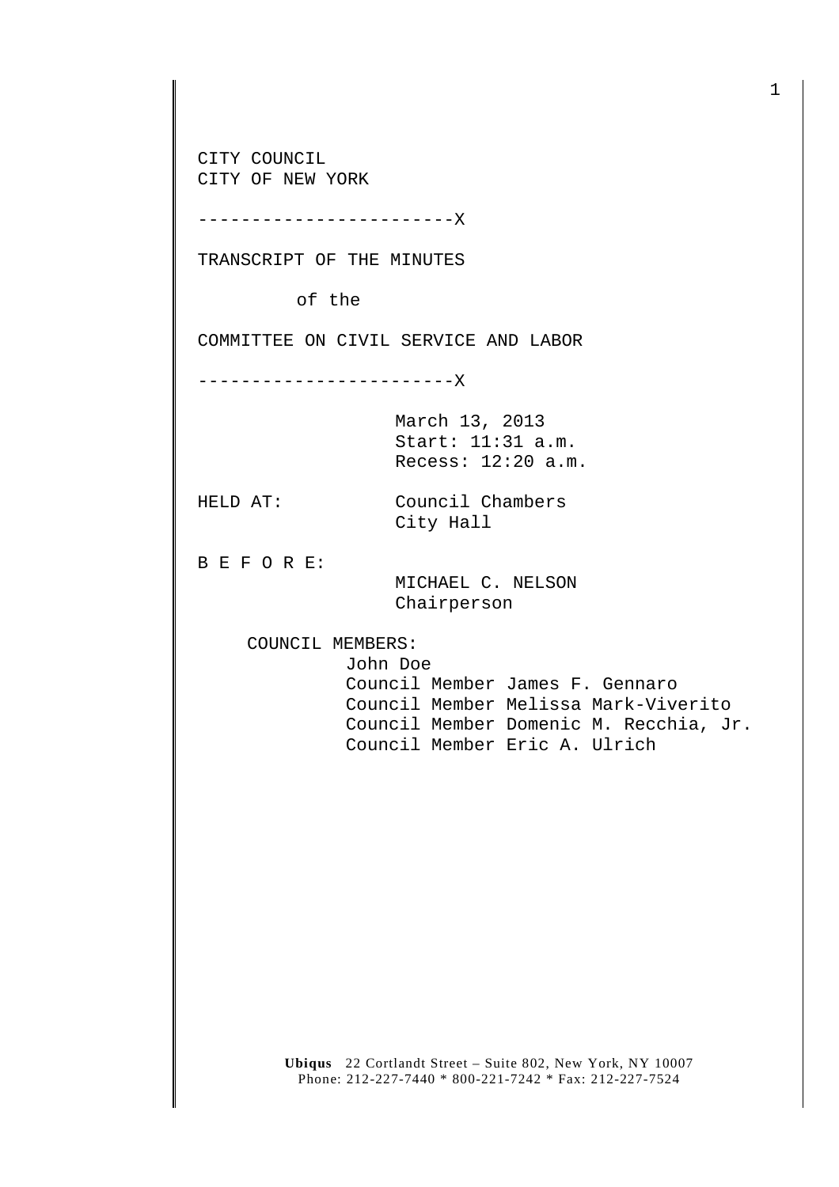CITY COUNCIL
CITY OF NEW YORK

------------------------X

TRANSCRIPT OF THE MINUTES

of the

COMMITTEE ON CIVIL SERVICE AND LABOR

------------------------X

March 13, 2013
Start: 11:31 a.m.
Recess: 12:20 a.m.

HELD AT: Council Chambers
City Hall

B E F O R E:

MICHAEL C. NELSON
Chairperson

COUNCIL MEMBERS:

John Doe
Council Member James F. Gennaro
Council Member Melissa Mark-Viverito
Council Member Domenic M. Recchia, Jr.
Council Member Eric A. Ulrich

**Ubiqus** 22 Cortlandt Street – Suite 802, New York, NY 10007
Phone: 212-227-7440 * 800-221-7242 * Fax: 212-227-7524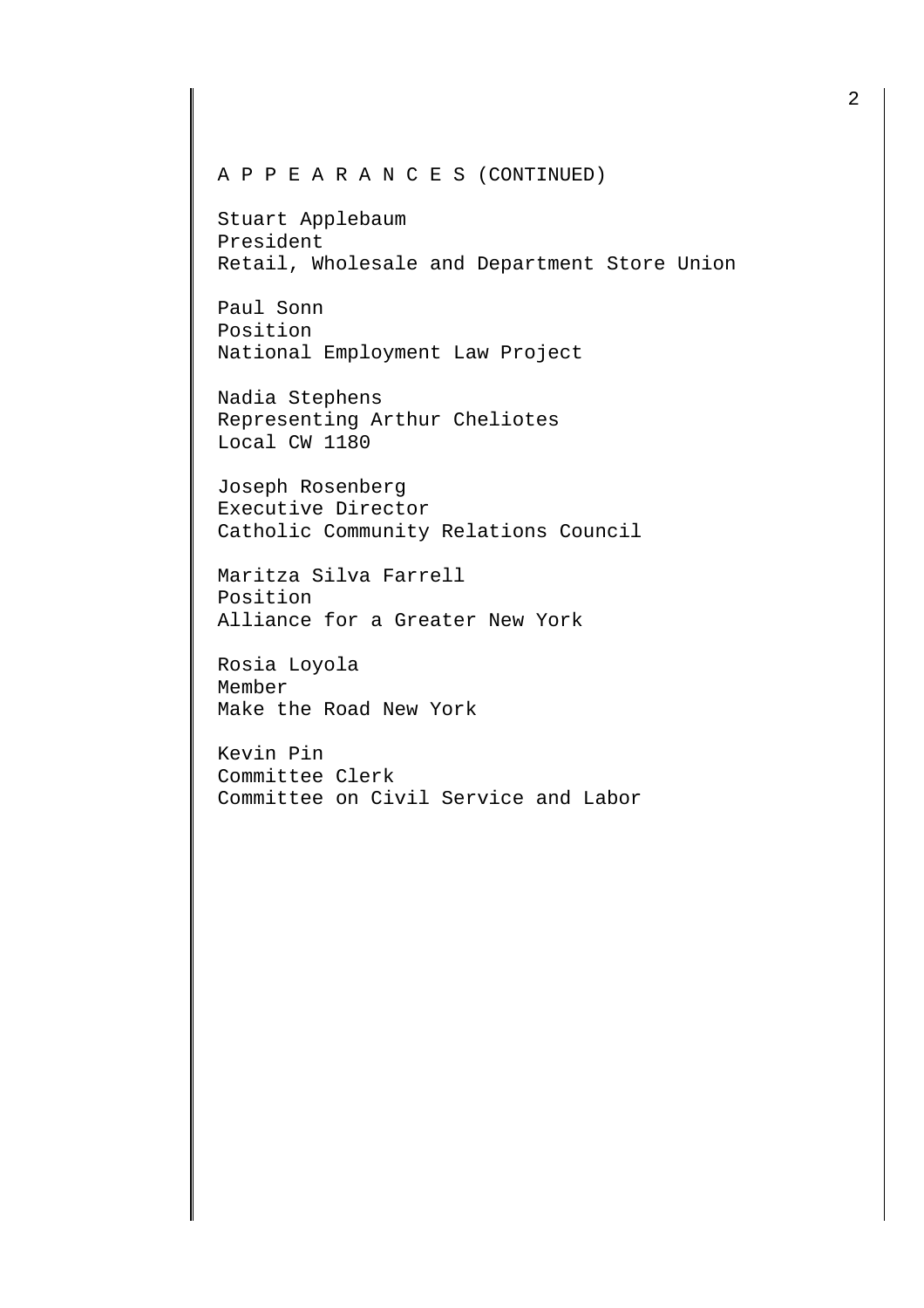A P P E A R A N C E S (CONTINUED)

Stuart Applebaum
President
Retail, Wholesale and Department Store Union

Paul Sonn
Position
National Employment Law Project

Nadia Stephens
Representing Arthur Cheliotes
Local CW 1180

Joseph Rosenberg
Executive Director
Catholic Community Relations Council

Maritza Silva Farrell
Position
Alliance for a Greater New York

Rosia Loyola
Member
Make the Road New York

Kevin Pin
Committee Clerk
Committee on Civil Service and Labor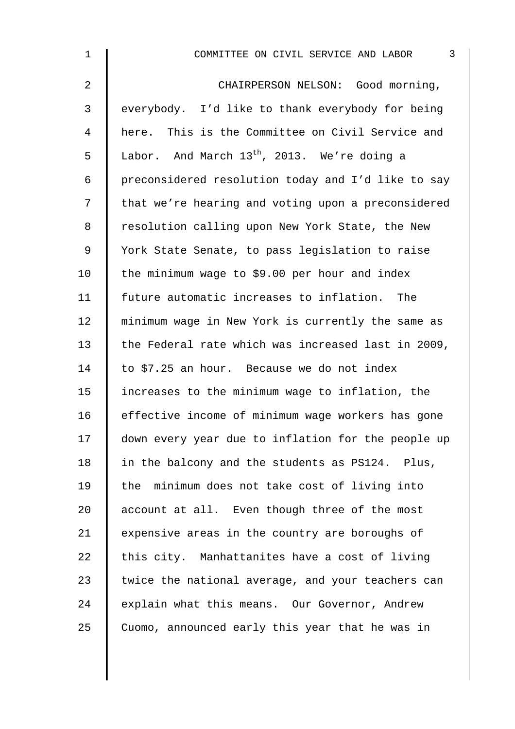CHAIRPERSON NELSON: Good morning, everybody. I'd like to thank everybody for being here. This is the Committee on Civil Service and Labor. And March 13th, 2013. We're doing a preconsidered resolution today and I'd like to say that we're hearing and voting upon a preconsidered resolution calling upon New York State, the New York State Senate, to pass legislation to raise the minimum wage to $9.00 per hour and index future automatic increases to inflation. The minimum wage in New York is currently the same as the Federal rate which was increased last in 2009, to $7.25 an hour. Because we do not index increases to the minimum wage to inflation, the effective income of minimum wage workers has gone down every year due to inflation for the people up in the balcony and the students as PS124. Plus, the minimum does not take cost of living into account at all. Even though three of the most expensive areas in the country are boroughs of this city. Manhattanites have a cost of living twice the national average, and your teachers can explain what this means. Our Governor, Andrew Cuomo, announced early this year that he was in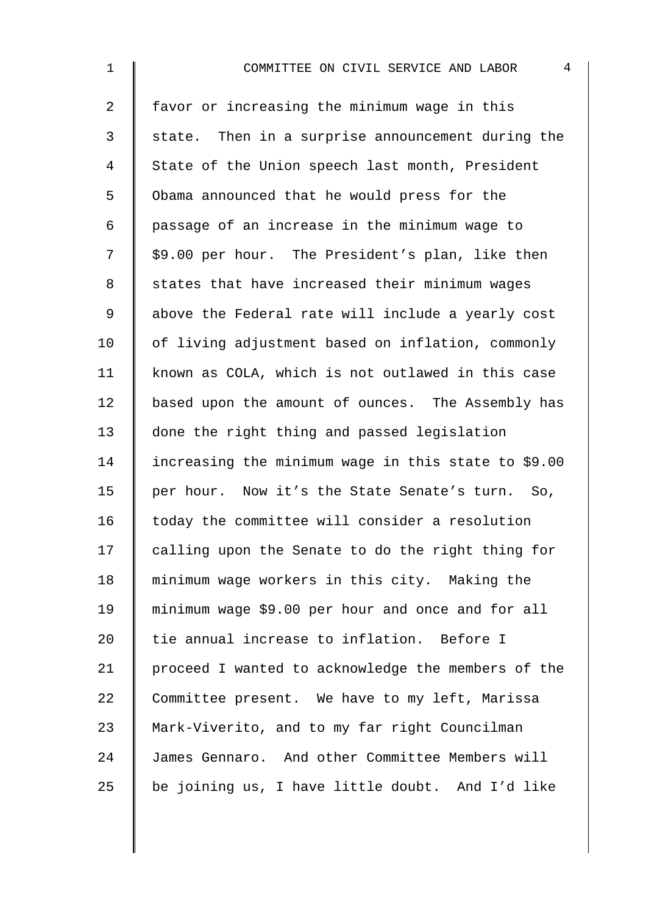favor or increasing the minimum wage in this state. Then in a surprise announcement during the State of the Union speech last month, President Obama announced that he would press for the passage of an increase in the minimum wage to $9.00 per hour. The President's plan, like then states that have increased their minimum wages above the Federal rate will include a yearly cost of living adjustment based on inflation, commonly known as COLA, which is not outlawed in this case based upon the amount of ounces. The Assembly has done the right thing and passed legislation increasing the minimum wage in this state to $9.00 per hour. Now it's the State Senate's turn. So, today the committee will consider a resolution calling upon the Senate to do the right thing for minimum wage workers in this city. Making the minimum wage $9.00 per hour and once and for all tie annual increase to inflation. Before I proceed I wanted to acknowledge the members of the Committee present. We have to my left, Marissa Mark-Viverito, and to my far right Councilman James Gennaro. And other Committee Members will be joining us, I have little doubt. And I'd like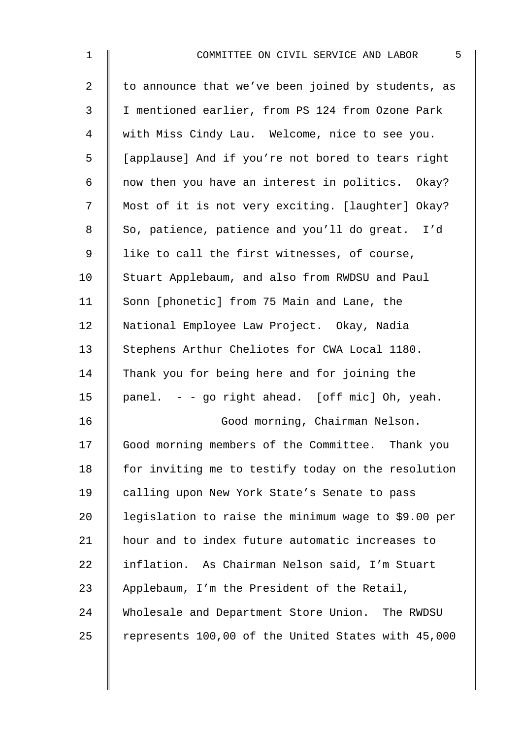to announce that we've been joined by students, as I mentioned earlier, from PS 124 from Ozone Park with Miss Cindy Lau. Welcome, nice to see you. [applause] And if you're not bored to tears right now then you have an interest in politics. Okay? Most of it is not very exciting. [laughter] Okay? So, patience, patience and you'll do great. I'd like to call the first witnesses, of course, Stuart Applebaum, and also from RWDSU and Paul Sonn [phonetic] from 75 Main and Lane, the National Employee Law Project. Okay, Nadia Stephens Arthur Cheliotes for CWA Local 1180. Thank you for being here and for joining the panel. - - go right ahead. [off mic] Oh, yeah.

Good morning, Chairman Nelson. Good morning members of the Committee. Thank you for inviting me to testify today on the resolution calling upon New York State's Senate to pass legislation to raise the minimum wage to $9.00 per hour and to index future automatic increases to inflation. As Chairman Nelson said, I'm Stuart Applebaum, I'm the President of the Retail, Wholesale and Department Store Union. The RWDSU represents 100,00 of the United States with 45,000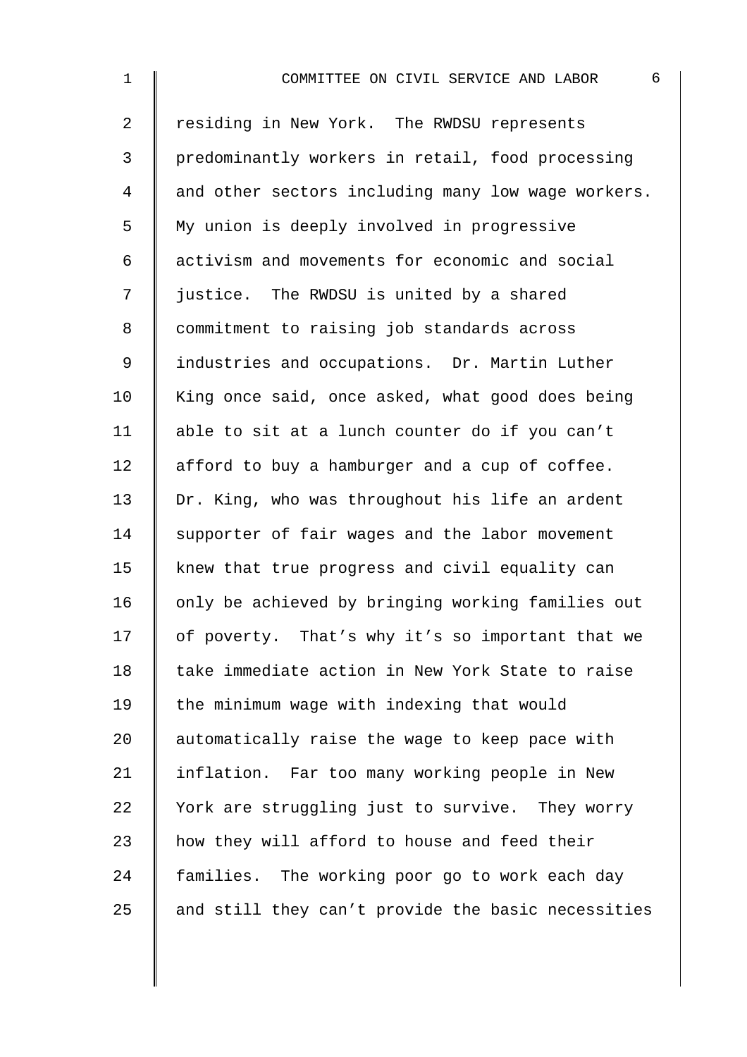residing in New York. The RWDSU represents predominantly workers in retail, food processing and other sectors including many low wage workers. My union is deeply involved in progressive activism and movements for economic and social justice. The RWDSU is united by a shared commitment to raising job standards across industries and occupations. Dr. Martin Luther King once said, once asked, what good does being able to sit at a lunch counter do if you can't afford to buy a hamburger and a cup of coffee. Dr. King, who was throughout his life an ardent supporter of fair wages and the labor movement knew that true progress and civil equality can only be achieved by bringing working families out of poverty. That's why it's so important that we take immediate action in New York State to raise the minimum wage with indexing that would automatically raise the wage to keep pace with inflation. Far too many working people in New York are struggling just to survive. They worry how they will afford to house and feed their families. The working poor go to work each day and still they can't provide the basic necessities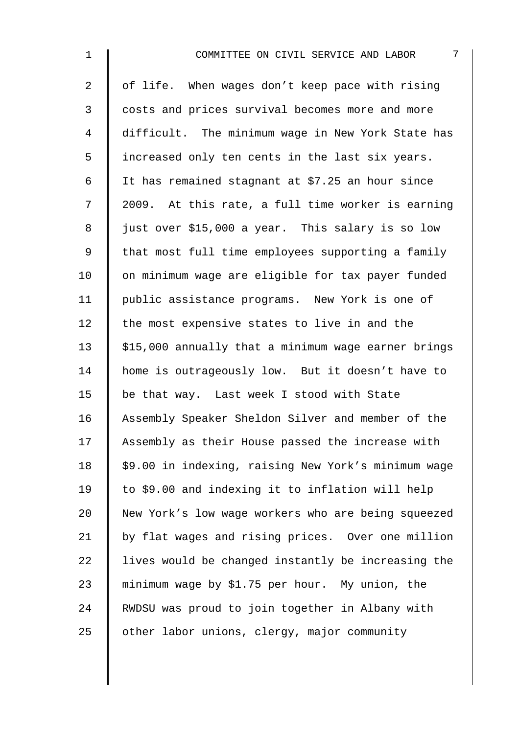of life. When wages don't keep pace with rising costs and prices survival becomes more and more difficult. The minimum wage in New York State has increased only ten cents in the last six years. It has remained stagnant at $7.25 an hour since 2009. At this rate, a full time worker is earning just over $15,000 a year. This salary is so low that most full time employees supporting a family on minimum wage are eligible for tax payer funded public assistance programs. New York is one of the most expensive states to live in and the $15,000 annually that a minimum wage earner brings home is outrageously low. But it doesn't have to be that way. Last week I stood with State Assembly Speaker Sheldon Silver and member of the Assembly as their House passed the increase with $9.00 in indexing, raising New York's minimum wage to $9.00 and indexing it to inflation will help New York's low wage workers who are being squeezed by flat wages and rising prices. Over one million lives would be changed instantly be increasing the minimum wage by $1.75 per hour. My union, the RWDSU was proud to join together in Albany with other labor unions, clergy, major community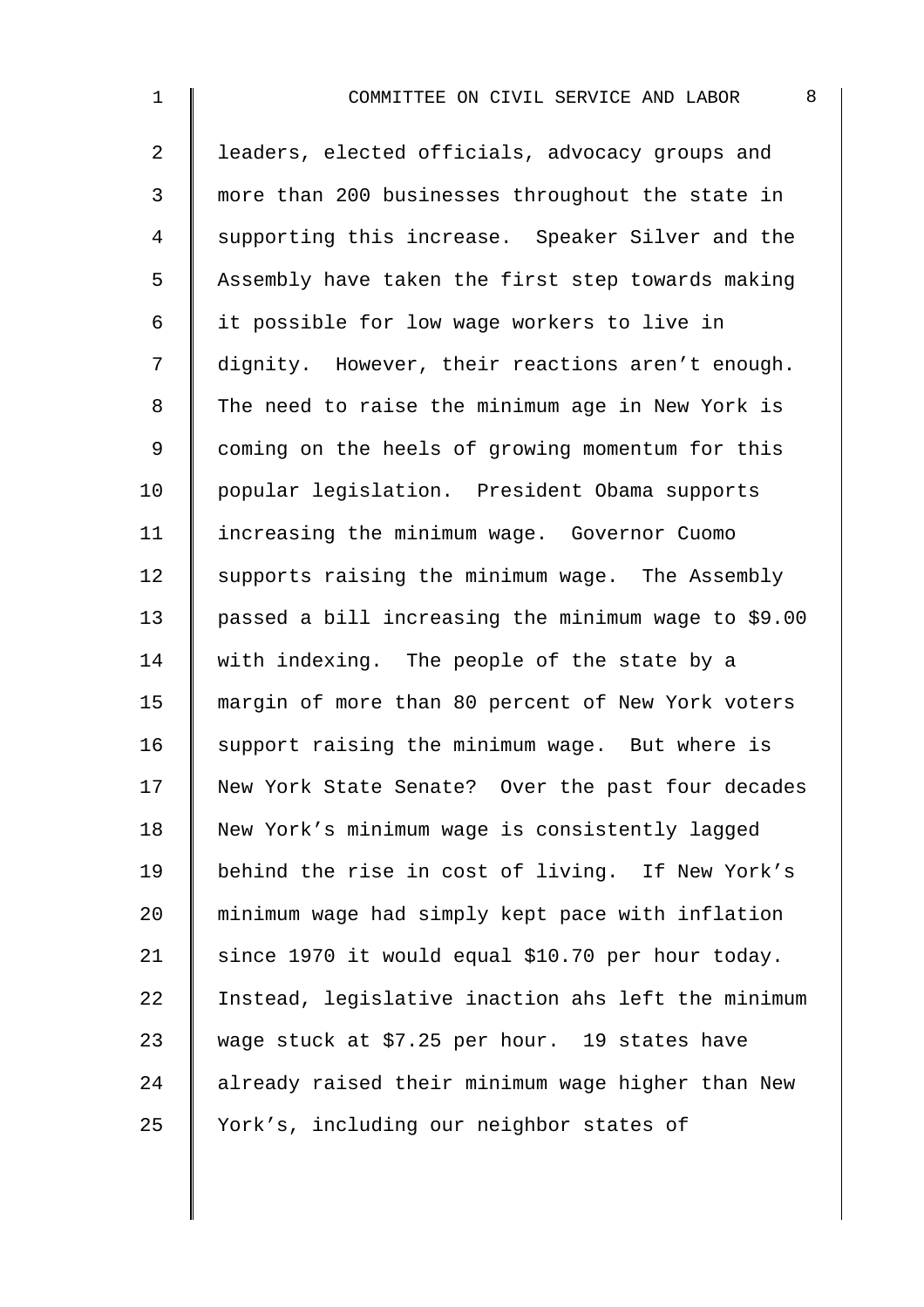leaders, elected officials, advocacy groups and more than 200 businesses throughout the state in supporting this increase. Speaker Silver and the Assembly have taken the first step towards making it possible for low wage workers to live in dignity. However, their reactions aren't enough. The need to raise the minimum age in New York is coming on the heels of growing momentum for this popular legislation. President Obama supports increasing the minimum wage. Governor Cuomo supports raising the minimum wage. The Assembly passed a bill increasing the minimum wage to $9.00 with indexing. The people of the state by a margin of more than 80 percent of New York voters support raising the minimum wage. But where is New York State Senate? Over the past four decades New York's minimum wage is consistently lagged behind the rise in cost of living. If New York's minimum wage had simply kept pace with inflation since 1970 it would equal $10.70 per hour today. Instead, legislative inaction ahs left the minimum wage stuck at $7.25 per hour. 19 states have already raised their minimum wage higher than New York's, including our neighbor states of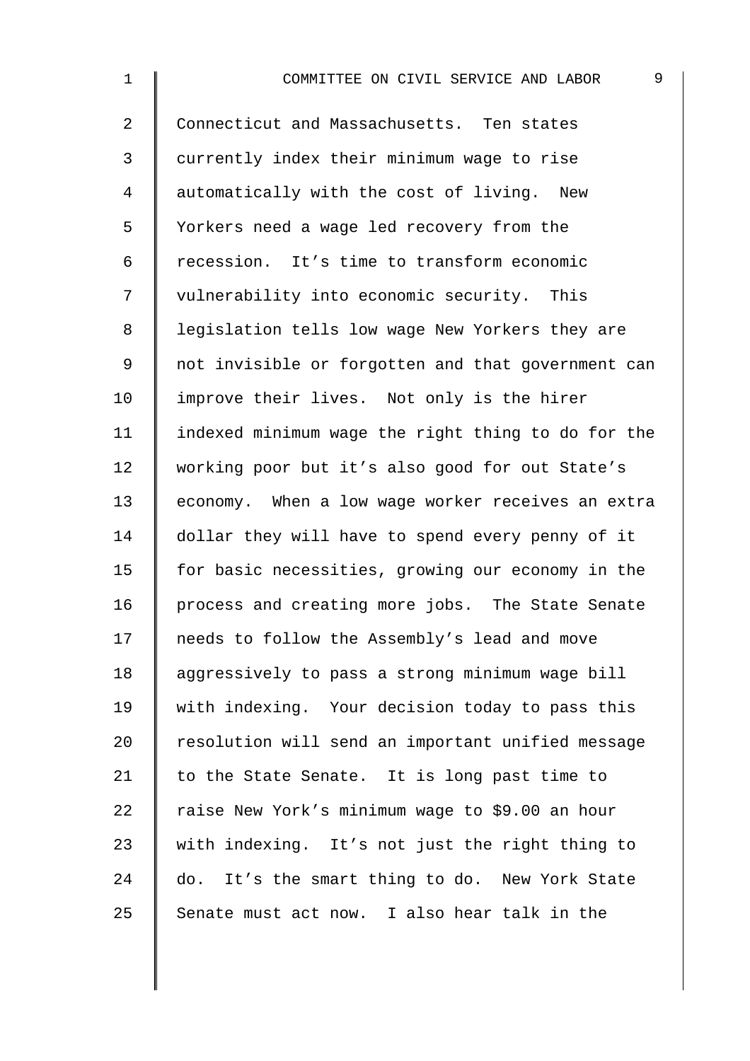Connecticut and Massachusetts. Ten states currently index their minimum wage to rise automatically with the cost of living. New Yorkers need a wage led recovery from the recession. It's time to transform economic vulnerability into economic security. This legislation tells low wage New Yorkers they are not invisible or forgotten and that government can improve their lives. Not only is the hirer indexed minimum wage the right thing to do for the working poor but it's also good for out State's economy. When a low wage worker receives an extra dollar they will have to spend every penny of it for basic necessities, growing our economy in the process and creating more jobs. The State Senate needs to follow the Assembly's lead and move aggressively to pass a strong minimum wage bill with indexing. Your decision today to pass this resolution will send an important unified message to the State Senate. It is long past time to raise New York's minimum wage to $9.00 an hour with indexing. It's not just the right thing to do. It's the smart thing to do. New York State Senate must act now. I also hear talk in the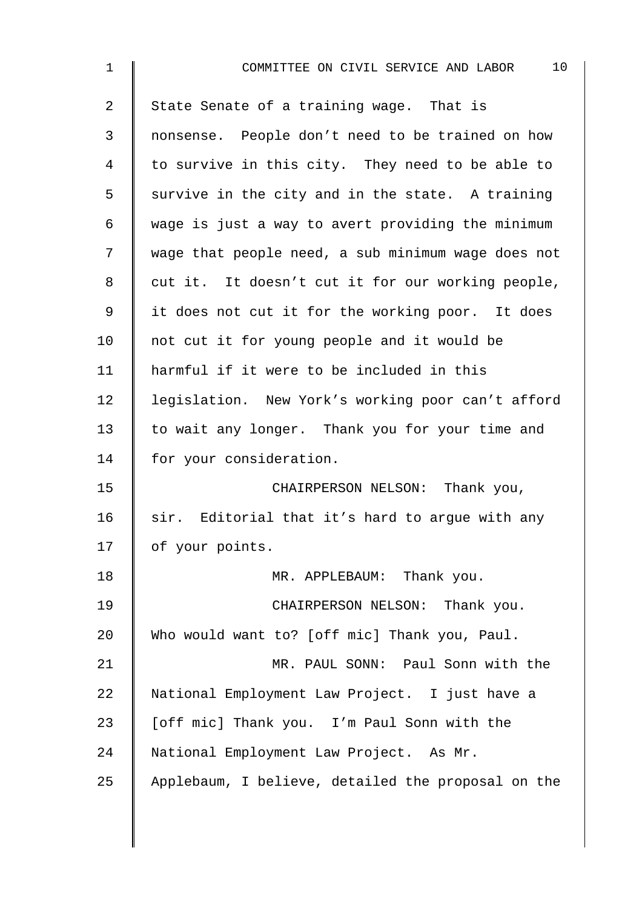State Senate of a training wage. That is nonsense. People don't need to be trained on how to survive in this city. They need to be able to survive in the city and in the state. A training wage is just a way to avert providing the minimum wage that people need, a sub minimum wage does not cut it. It doesn't cut it for our working people, it does not cut it for the working poor. It does not cut it for young people and it would be harmful if it were to be included in this legislation. New York's working poor can't afford to wait any longer. Thank you for your time and for your consideration.

CHAIRPERSON NELSON: Thank you, sir. Editorial that it's hard to argue with any of your points.

MR. APPLEBAUM: Thank you.

CHAIRPERSON NELSON: Thank you. Who would want to? [off mic] Thank you, Paul.

MR. PAUL SONN: Paul Sonn with the National Employment Law Project. I just have a [off mic] Thank you. I'm Paul Sonn with the National Employment Law Project. As Mr. Applebaum, I believe, detailed the proposal on the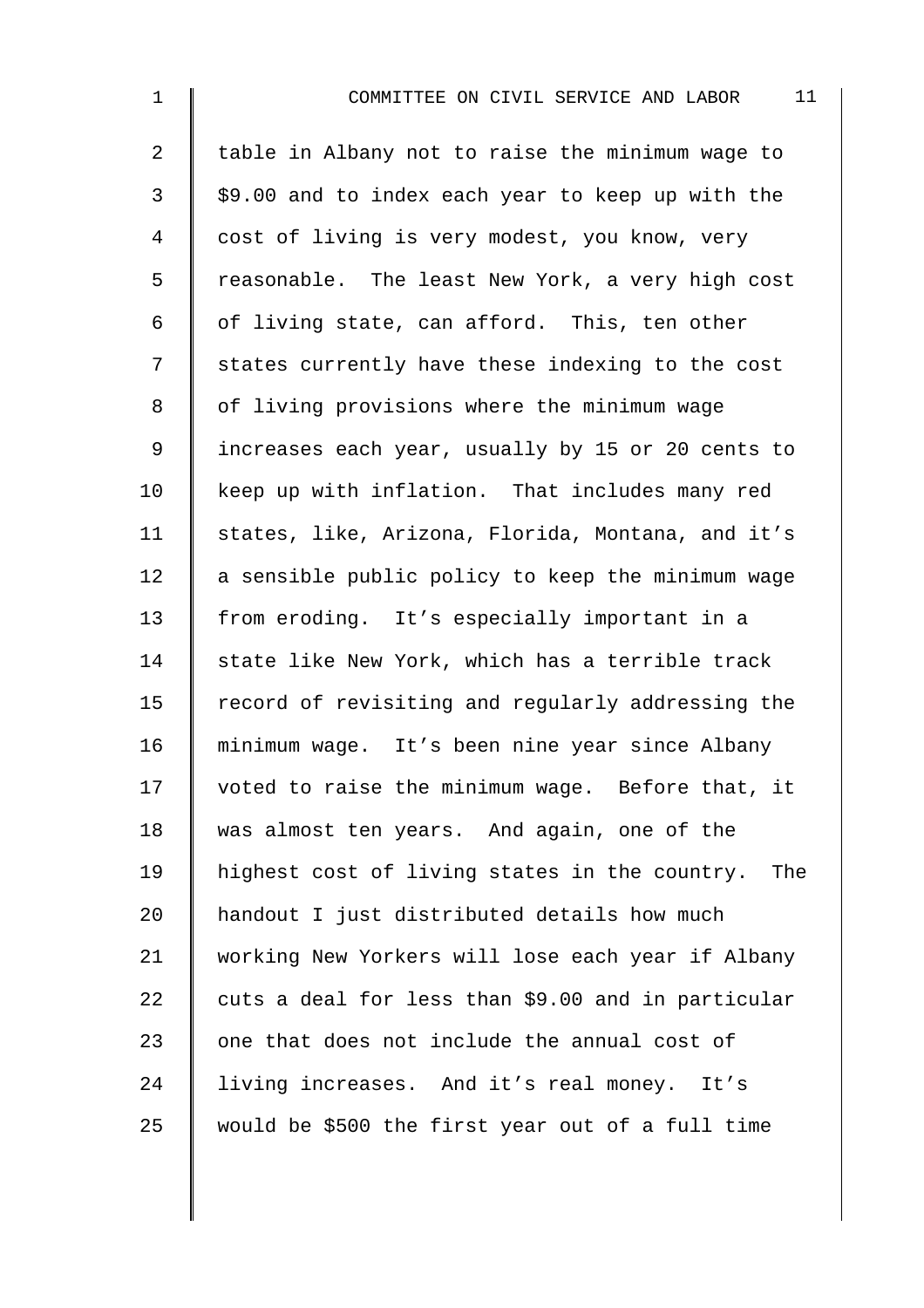table in Albany not to raise the minimum wage to $9.00 and to index each year to keep up with the cost of living is very modest, you know, very reasonable. The least New York, a very high cost of living state, can afford. This, ten other states currently have these indexing to the cost of living provisions where the minimum wage increases each year, usually by 15 or 20 cents to keep up with inflation. That includes many red states, like, Arizona, Florida, Montana, and it's a sensible public policy to keep the minimum wage from eroding. It's especially important in a state like New York, which has a terrible track record of revisiting and regularly addressing the minimum wage. It's been nine year since Albany voted to raise the minimum wage. Before that, it was almost ten years. And again, one of the highest cost of living states in the country. The handout I just distributed details how much working New Yorkers will lose each year if Albany cuts a deal for less than $9.00 and in particular one that does not include the annual cost of living increases. And it's real money. It's would be $500 the first year out of a full time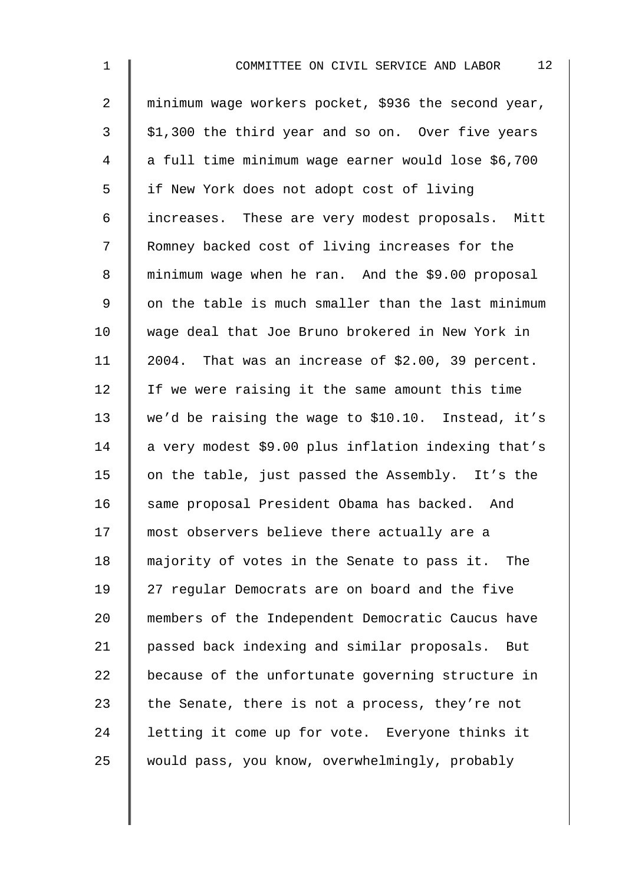minimum wage workers pocket, $936 the second year, $1,300 the third year and so on. Over five years a full time minimum wage earner would lose $6,700 if New York does not adopt cost of living increases. These are very modest proposals. Mitt Romney backed cost of living increases for the minimum wage when he ran. And the $9.00 proposal on the table is much smaller than the last minimum wage deal that Joe Bruno brokered in New York in 2004. That was an increase of $2.00, 39 percent. If we were raising it the same amount this time we'd be raising the wage to $10.10. Instead, it's a very modest $9.00 plus inflation indexing that's on the table, just passed the Assembly. It's the same proposal President Obama has backed. And most observers believe there actually are a majority of votes in the Senate to pass it. The 27 regular Democrats are on board and the five members of the Independent Democratic Caucus have passed back indexing and similar proposals. But because of the unfortunate governing structure in the Senate, there is not a process, they're not letting it come up for vote. Everyone thinks it would pass, you know, overwhelmingly, probably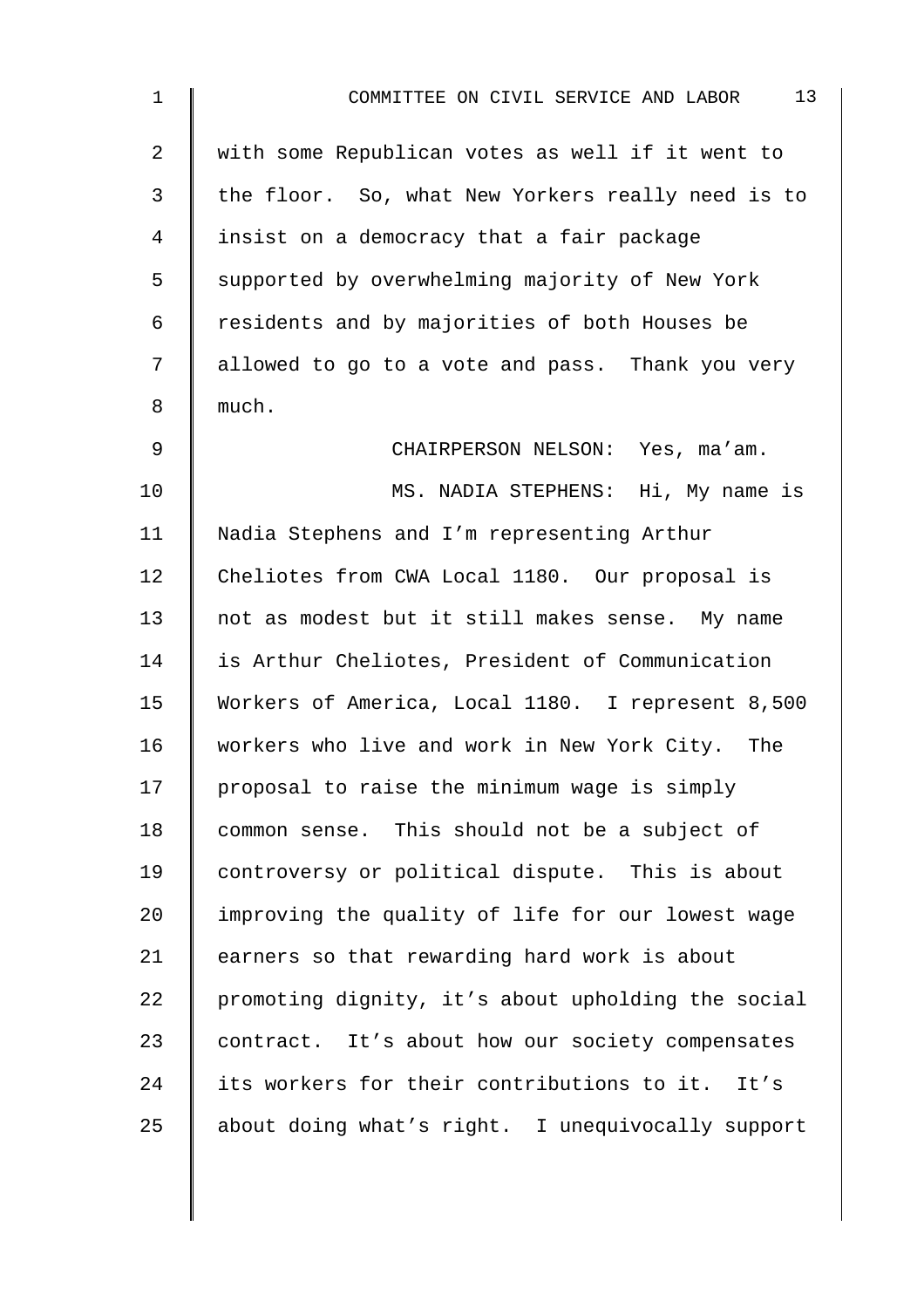with some Republican votes as well if it went to the floor. So, what New Yorkers really need is to insist on a democracy that a fair package supported by overwhelming majority of New York residents and by majorities of both Houses be allowed to go to a vote and pass. Thank you very much.

CHAIRPERSON NELSON: Yes, ma'am.

MS. NADIA STEPHENS: Hi, My name is Nadia Stephens and I'm representing Arthur Cheliotes from CWA Local 1180. Our proposal is not as modest but it still makes sense. My name is Arthur Cheliotes, President of Communication Workers of America, Local 1180. I represent 8,500 workers who live and work in New York City. The proposal to raise the minimum wage is simply common sense. This should not be a subject of controversy or political dispute. This is about improving the quality of life for our lowest wage earners so that rewarding hard work is about promoting dignity, it's about upholding the social contract. It's about how our society compensates its workers for their contributions to it. It's about doing what's right. I unequivocally support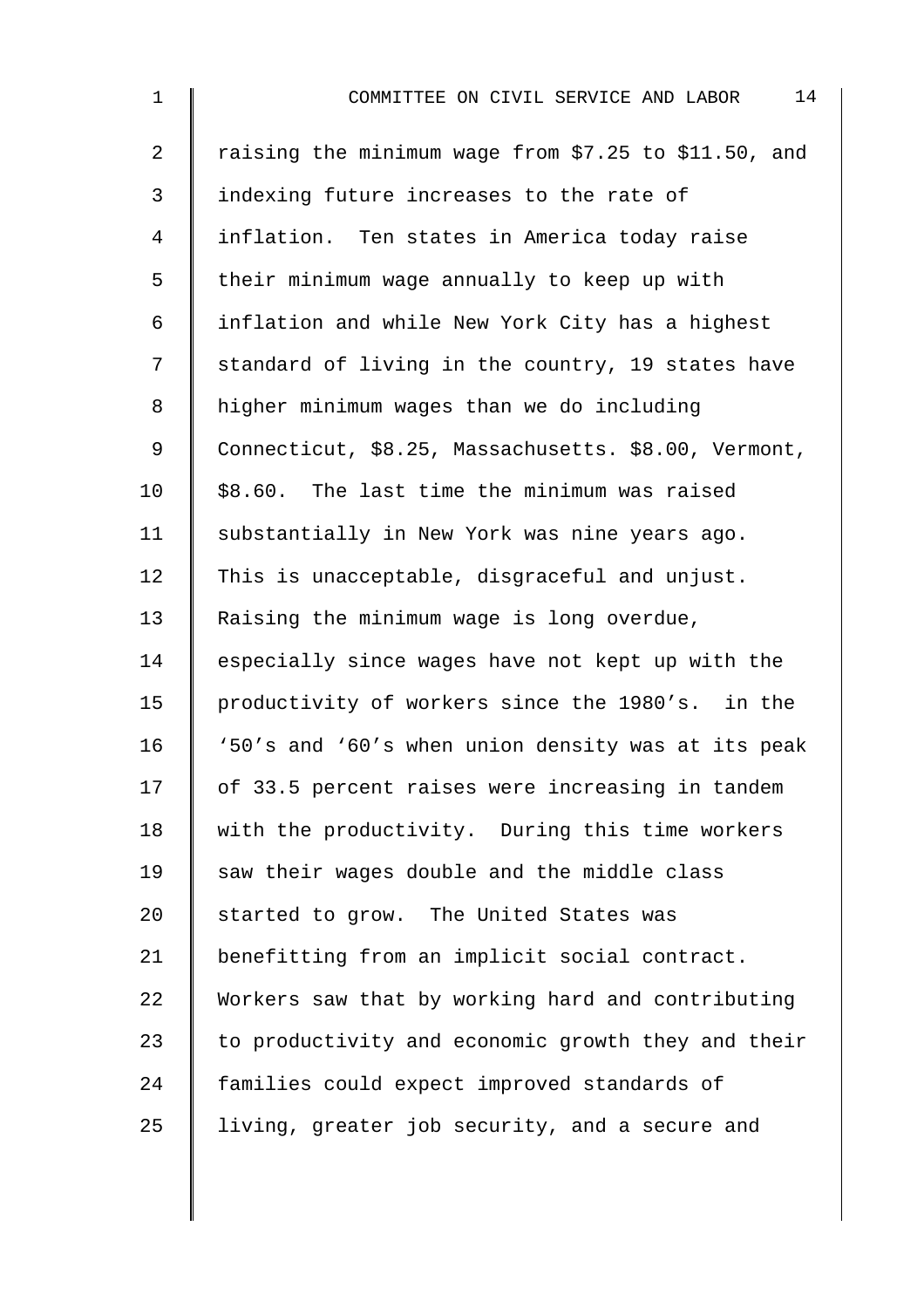raising the minimum wage from $7.25 to $11.50, and indexing future increases to the rate of inflation. Ten states in America today raise their minimum wage annually to keep up with inflation and while New York City has a highest standard of living in the country, 19 states have higher minimum wages than we do including Connecticut, $8.25, Massachusetts. $8.00, Vermont, $8.60. The last time the minimum was raised substantially in New York was nine years ago. This is unacceptable, disgraceful and unjust. Raising the minimum wage is long overdue, especially since wages have not kept up with the productivity of workers since the 1980's. in the '50's and '60's when union density was at its peak of 33.5 percent raises were increasing in tandem with the productivity. During this time workers saw their wages double and the middle class started to grow. The United States was benefitting from an implicit social contract. Workers saw that by working hard and contributing to productivity and economic growth they and their families could expect improved standards of living, greater job security, and a secure and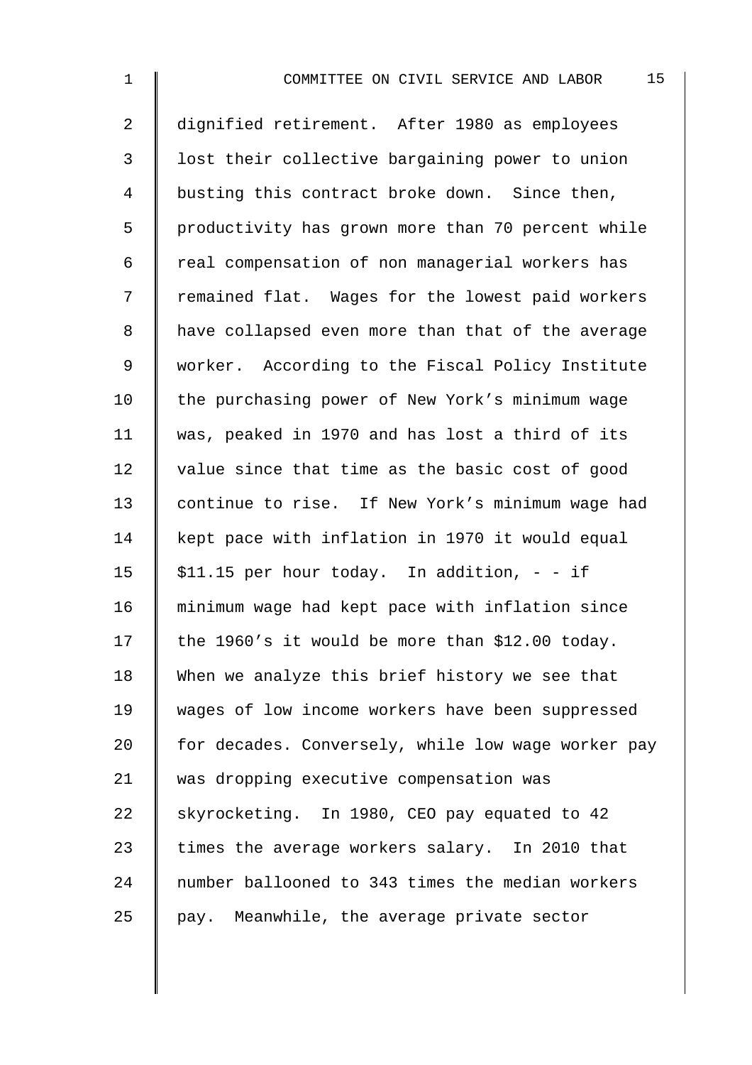dignified retirement. After 1980 as employees lost their collective bargaining power to union busting this contract broke down. Since then, productivity has grown more than 70 percent while real compensation of non managerial workers has remained flat. Wages for the lowest paid workers have collapsed even more than that of the average worker. According to the Fiscal Policy Institute the purchasing power of New York's minimum wage was, peaked in 1970 and has lost a third of its value since that time as the basic cost of good continue to rise. If New York's minimum wage had kept pace with inflation in 1970 it would equal $11.15 per hour today. In addition, - - if minimum wage had kept pace with inflation since the 1960's it would be more than $12.00 today. When we analyze this brief history we see that wages of low income workers have been suppressed for decades. Conversely, while low wage worker pay was dropping executive compensation was skyrocketing. In 1980, CEO pay equated to 42 times the average workers salary. In 2010 that number ballooned to 343 times the median workers pay. Meanwhile, the average private sector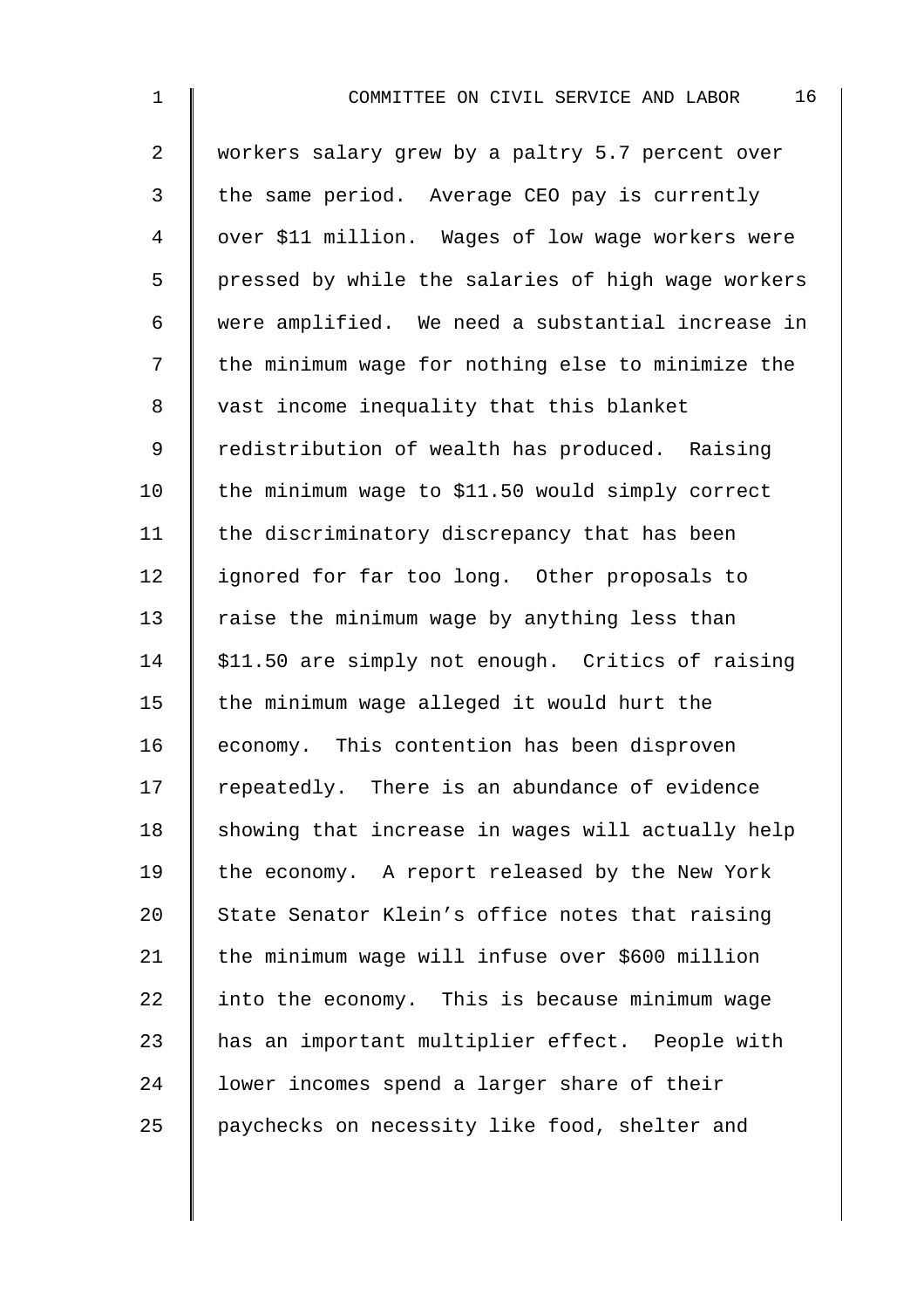workers salary grew by a paltry 5.7 percent over the same period. Average CEO pay is currently over $11 million. Wages of low wage workers were pressed by while the salaries of high wage workers were amplified. We need a substantial increase in the minimum wage for nothing else to minimize the vast income inequality that this blanket redistribution of wealth has produced. Raising the minimum wage to $11.50 would simply correct the discriminatory discrepancy that has been ignored for far too long. Other proposals to raise the minimum wage by anything less than $11.50 are simply not enough. Critics of raising the minimum wage alleged it would hurt the economy. This contention has been disproven repeatedly. There is an abundance of evidence showing that increase in wages will actually help the economy. A report released by the New York State Senator Klein's office notes that raising the minimum wage will infuse over $600 million into the economy. This is because minimum wage has an important multiplier effect. People with lower incomes spend a larger share of their paychecks on necessity like food, shelter and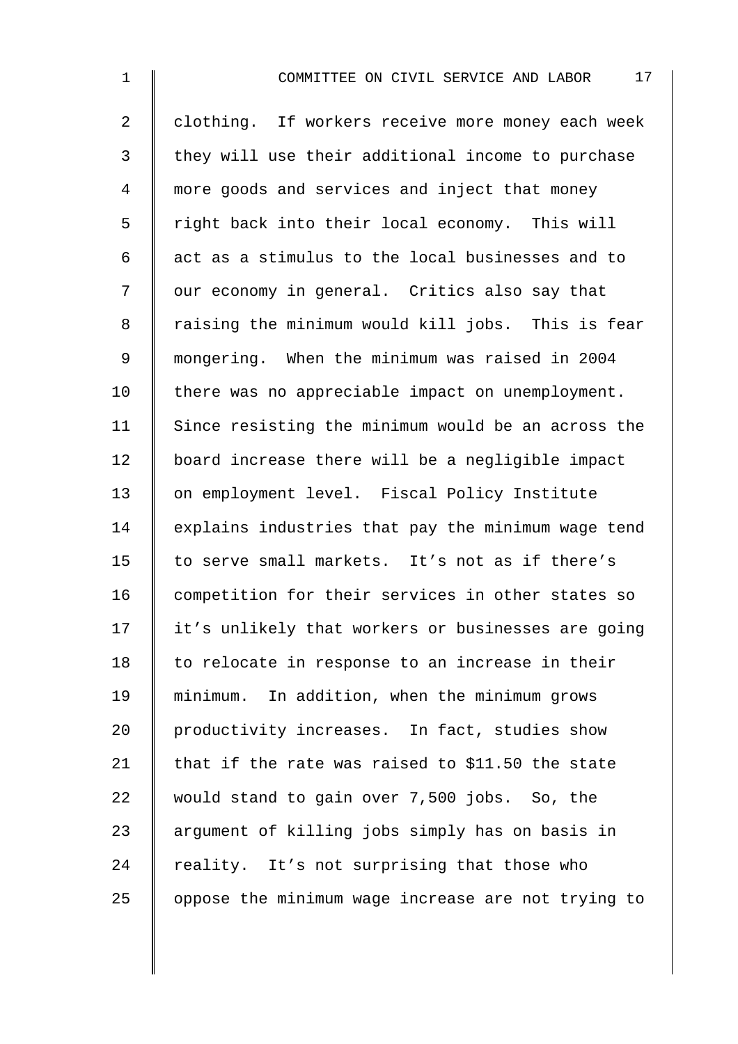clothing. If workers receive more money each week they will use their additional income to purchase more goods and services and inject that money right back into their local economy. This will act as a stimulus to the local businesses and to our economy in general. Critics also say that raising the minimum would kill jobs. This is fear mongering. When the minimum was raised in 2004 there was no appreciable impact on unemployment. Since resisting the minimum would be an across the board increase there will be a negligible impact on employment level. Fiscal Policy Institute explains industries that pay the minimum wage tend to serve small markets. It's not as if there's competition for their services in other states so it's unlikely that workers or businesses are going to relocate in response to an increase in their minimum. In addition, when the minimum grows productivity increases. In fact, studies show that if the rate was raised to $11.50 the state would stand to gain over 7,500 jobs. So, the argument of killing jobs simply has on basis in reality. It's not surprising that those who oppose the minimum wage increase are not trying to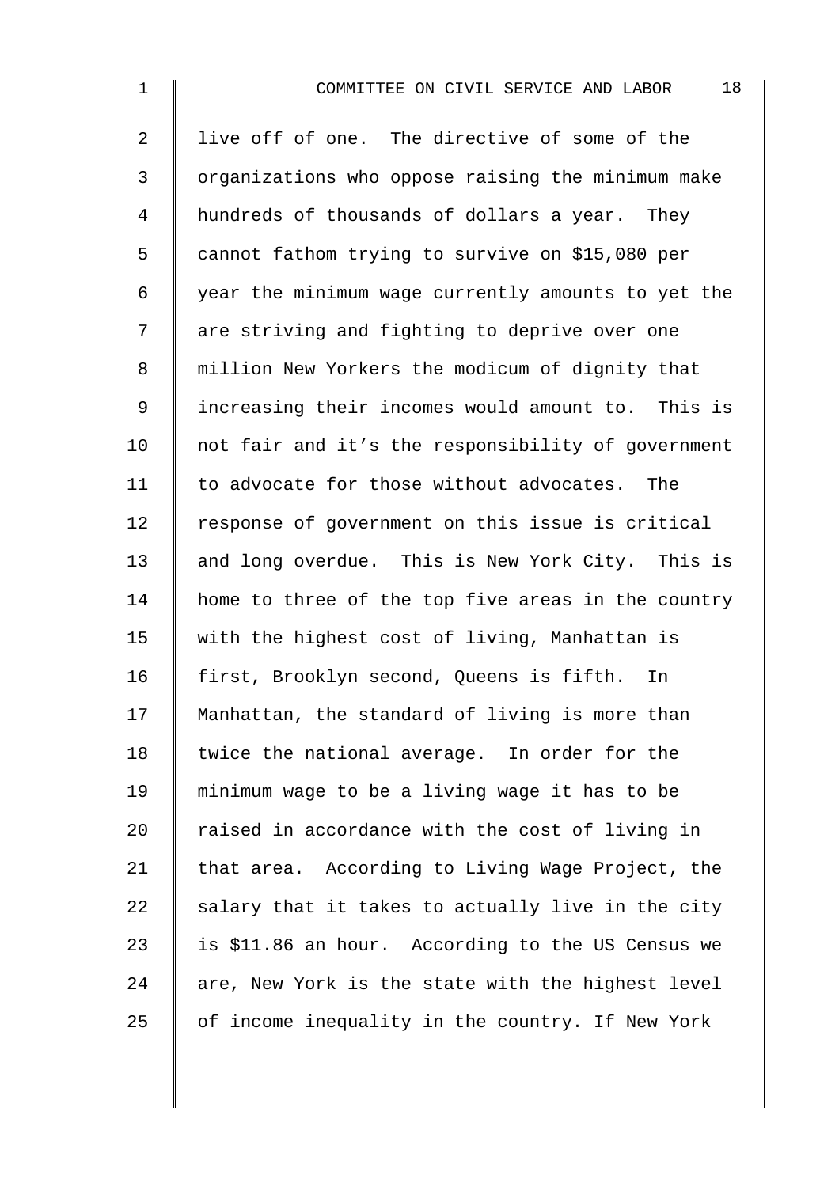live off of one. The directive of some of the organizations who oppose raising the minimum make hundreds of thousands of dollars a year. They cannot fathom trying to survive on $15,080 per year the minimum wage currently amounts to yet the are striving and fighting to deprive over one million New Yorkers the modicum of dignity that increasing their incomes would amount to. This is not fair and it's the responsibility of government to advocate for those without advocates. The response of government on this issue is critical and long overdue. This is New York City. This is home to three of the top five areas in the country with the highest cost of living, Manhattan is first, Brooklyn second, Queens is fifth. In Manhattan, the standard of living is more than twice the national average. In order for the minimum wage to be a living wage it has to be raised in accordance with the cost of living in that area. According to Living Wage Project, the salary that it takes to actually live in the city is $11.86 an hour. According to the US Census we are, New York is the state with the highest level of income inequality in the country. If New York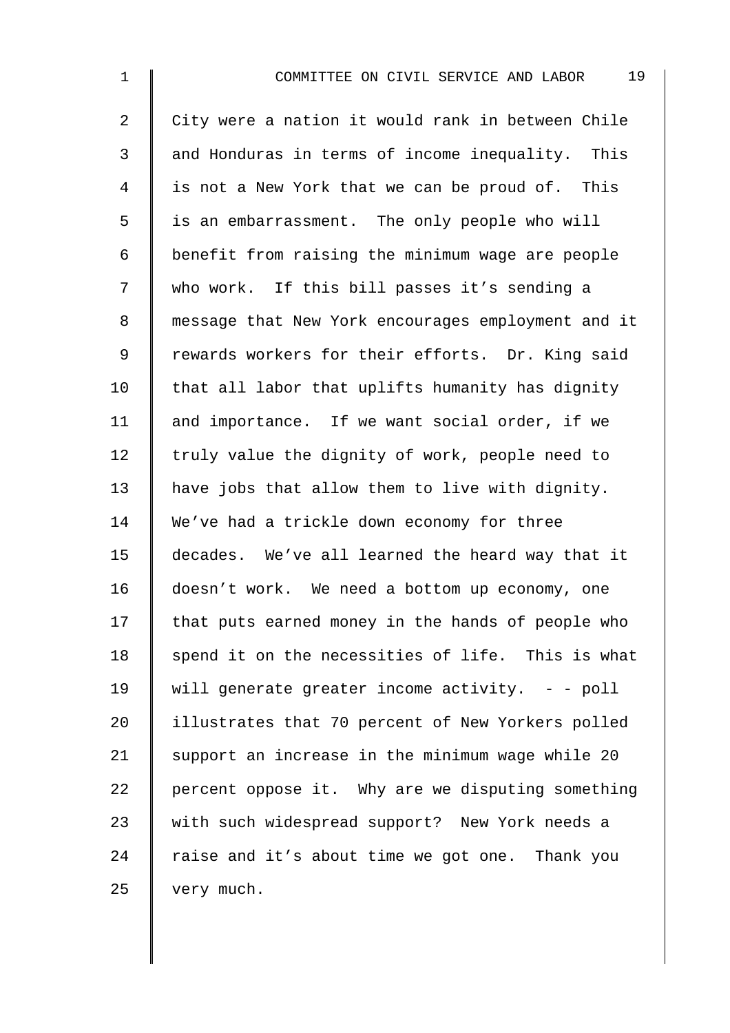City were a nation it would rank in between Chile and Honduras in terms of income inequality. This is not a New York that we can be proud of. This is an embarrassment. The only people who will benefit from raising the minimum wage are people who work. If this bill passes it's sending a message that New York encourages employment and it rewards workers for their efforts. Dr. King said that all labor that uplifts humanity has dignity and importance. If we want social order, if we truly value the dignity of work, people need to have jobs that allow them to live with dignity. We've had a trickle down economy for three decades. We've all learned the heard way that it doesn't work. We need a bottom up economy, one that puts earned money in the hands of people who spend it on the necessities of life. This is what will generate greater income activity. - - poll illustrates that 70 percent of New Yorkers polled support an increase in the minimum wage while 20 percent oppose it. Why are we disputing something with such widespread support? New York needs a raise and it's about time we got one. Thank you very much.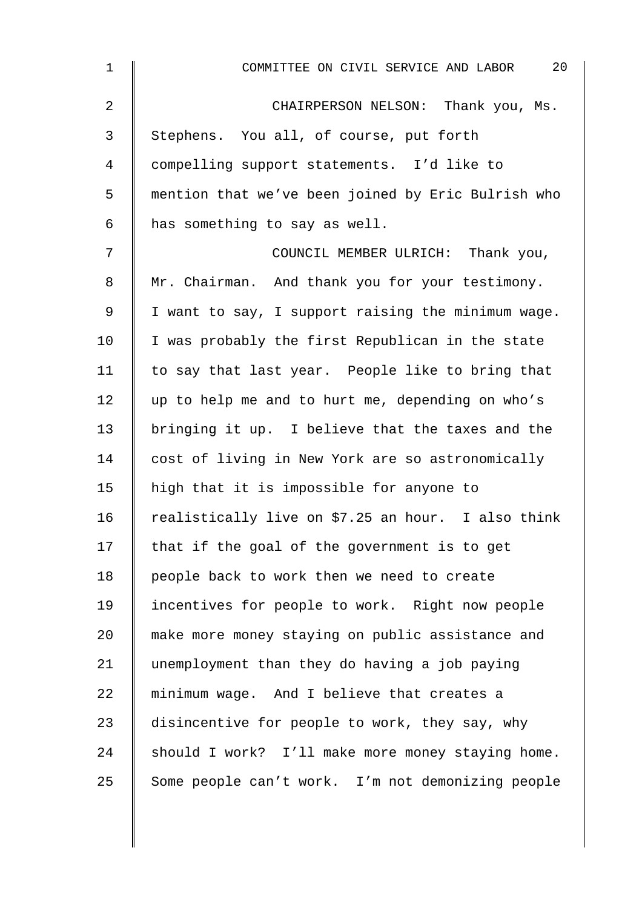CHAIRPERSON NELSON: Thank you, Ms. Stephens. You all, of course, put forth compelling support statements. I'd like to mention that we've been joined by Eric Bulrish who has something to say as well.

COUNCIL MEMBER ULRICH: Thank you, Mr. Chairman. And thank you for your testimony. I want to say, I support raising the minimum wage. I was probably the first Republican in the state to say that last year. People like to bring that up to help me and to hurt me, depending on who's bringing it up. I believe that the taxes and the cost of living in New York are so astronomically high that it is impossible for anyone to realistically live on $7.25 an hour. I also think that if the goal of the government is to get people back to work then we need to create incentives for people to work. Right now people make more money staying on public assistance and unemployment than they do having a job paying minimum wage. And I believe that creates a disincentive for people to work, they say, why should I work? I'll make more money staying home. Some people can't work. I'm not demonizing people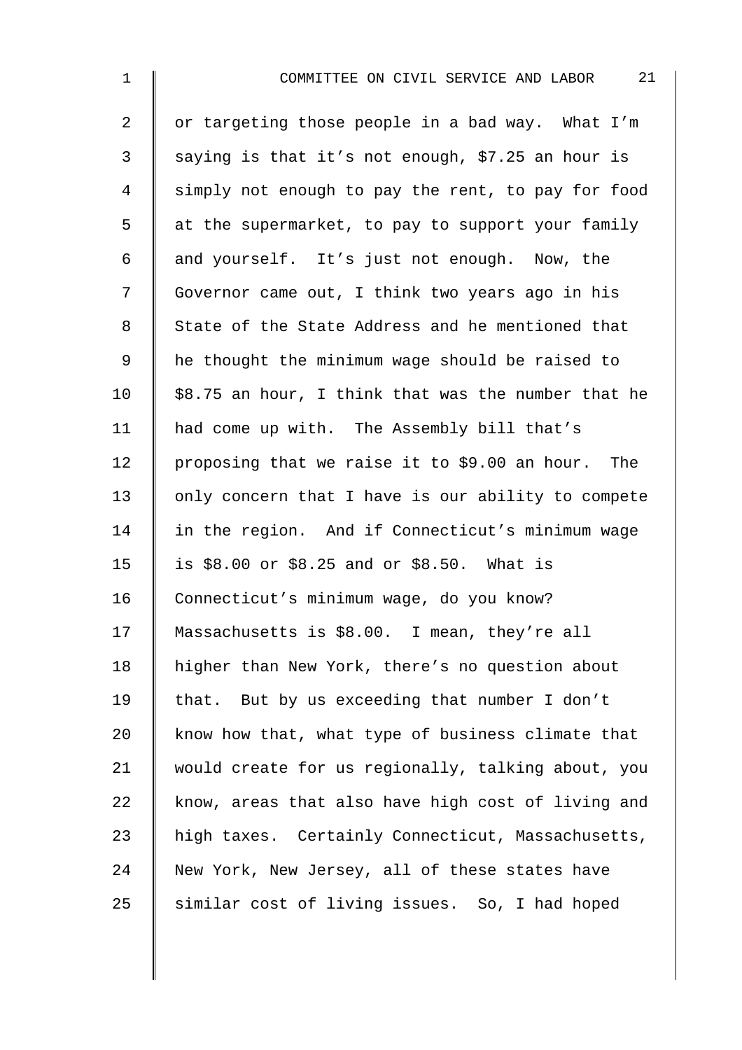or targeting those people in a bad way. What I'm saying is that it's not enough, $7.25 an hour is simply not enough to pay the rent, to pay for food at the supermarket, to pay to support your family and yourself. It's just not enough. Now, the Governor came out, I think two years ago in his State of the State Address and he mentioned that he thought the minimum wage should be raised to $8.75 an hour, I think that was the number that he had come up with. The Assembly bill that's proposing that we raise it to $9.00 an hour. The only concern that I have is our ability to compete in the region. And if Connecticut's minimum wage is $8.00 or $8.25 and or $8.50. What is Connecticut's minimum wage, do you know? Massachusetts is $8.00. I mean, they're all higher than New York, there's no question about that. But by us exceeding that number I don't know how that, what type of business climate that would create for us regionally, talking about, you know, areas that also have high cost of living and high taxes. Certainly Connecticut, Massachusetts, New York, New Jersey, all of these states have similar cost of living issues. So, I had hoped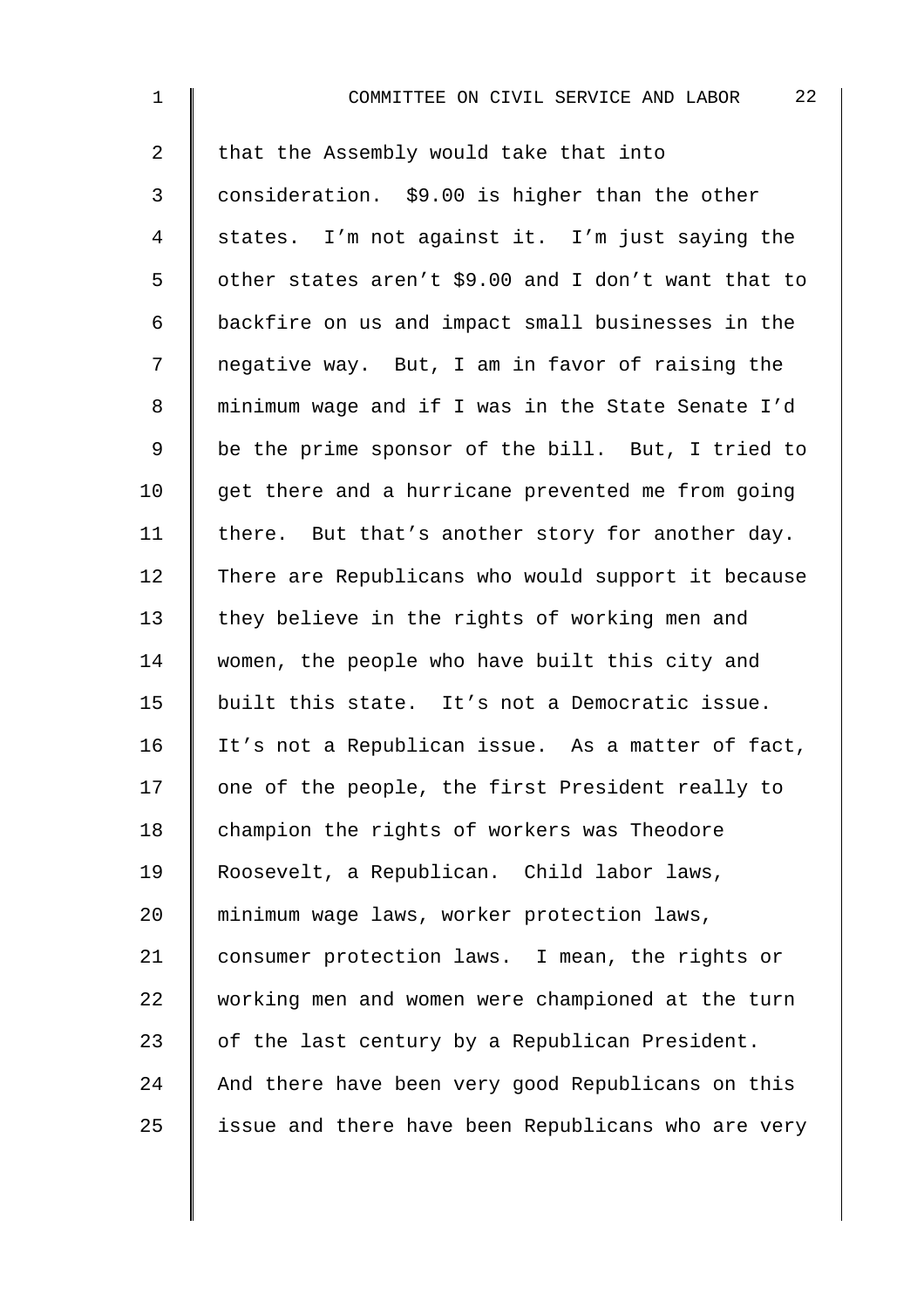that the Assembly would take that into consideration. $9.00 is higher than the other states. I'm not against it. I'm just saying the other states aren't $9.00 and I don't want that to backfire on us and impact small businesses in the negative way. But, I am in favor of raising the minimum wage and if I was in the State Senate I'd be the prime sponsor of the bill. But, I tried to get there and a hurricane prevented me from going there. But that's another story for another day. There are Republicans who would support it because they believe in the rights of working men and women, the people who have built this city and built this state. It's not a Democratic issue. It's not a Republican issue. As a matter of fact, one of the people, the first President really to champion the rights of workers was Theodore Roosevelt, a Republican. Child labor laws, minimum wage laws, worker protection laws, consumer protection laws. I mean, the rights or working men and women were championed at the turn of the last century by a Republican President. And there have been very good Republicans on this issue and there have been Republicans who are very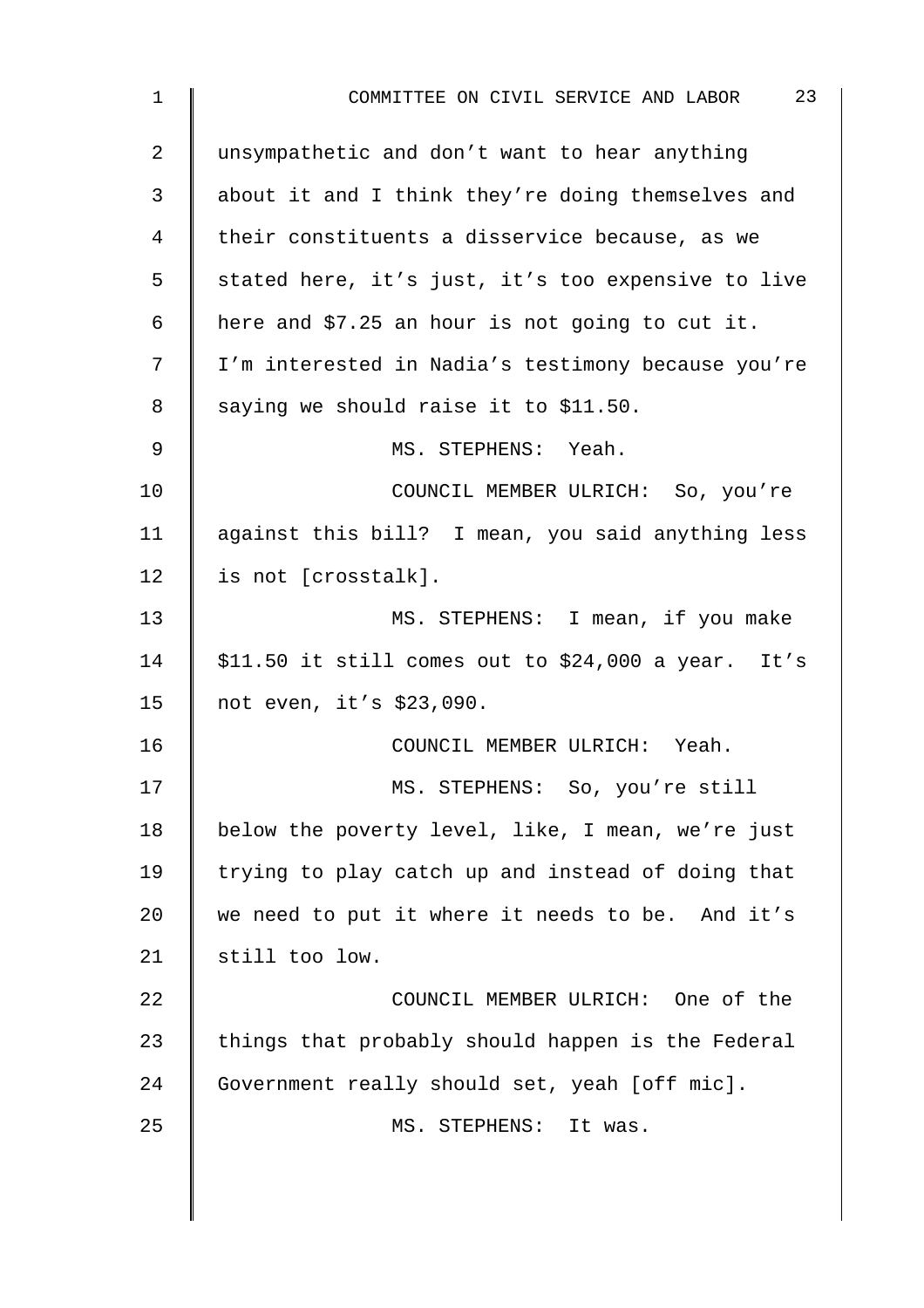unsympathetic and don't want to hear anything about it and I think they're doing themselves and their constituents a disservice because, as we stated here, it's just, it's too expensive to live here and $7.25 an hour is not going to cut it. I'm interested in Nadia's testimony because you're saying we should raise it to $11.50.

MS. STEPHENS: Yeah.

COUNCIL MEMBER ULRICH: So, you're against this bill? I mean, you said anything less is not [crosstalk].

MS. STEPHENS: I mean, if you make $11.50 it still comes out to $24,000 a year. It's not even, it's $23,090.

COUNCIL MEMBER ULRICH: Yeah.

MS. STEPHENS: So, you're still below the poverty level, like, I mean, we're just trying to play catch up and instead of doing that we need to put it where it needs to be. And it's still too low.

COUNCIL MEMBER ULRICH: One of the things that probably should happen is the Federal Government really should set, yeah [off mic].

MS. STEPHENS: It was.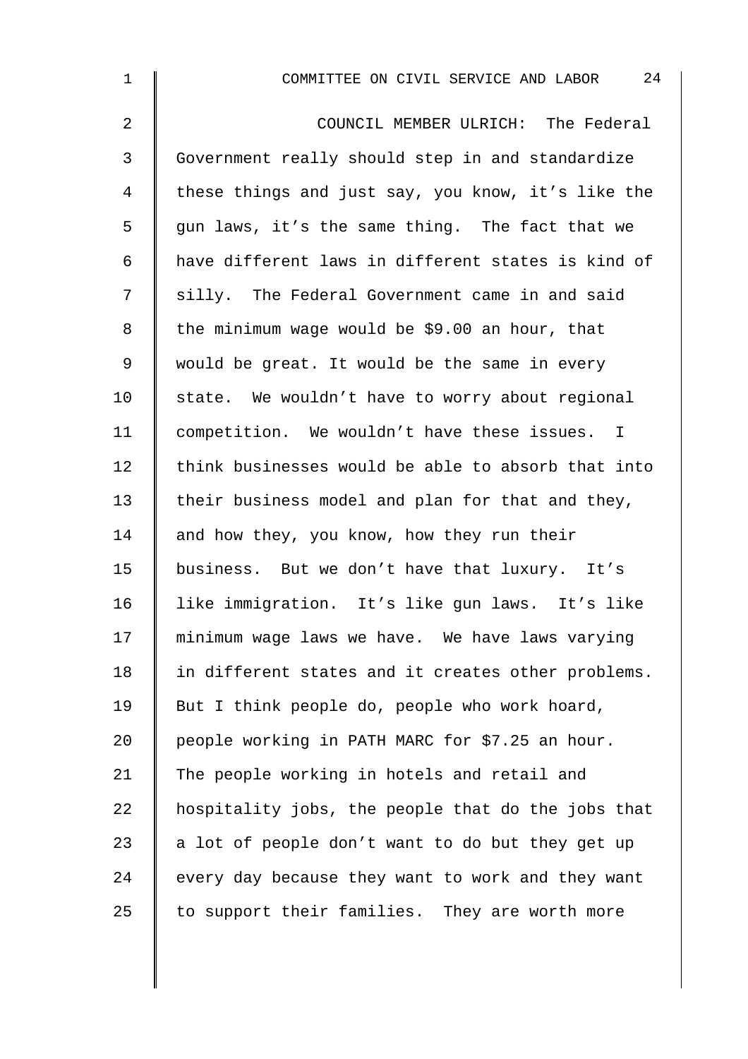COUNCIL MEMBER ULRICH: The Federal Government really should step in and standardize these things and just say, you know, it's like the gun laws, it's the same thing. The fact that we have different laws in different states is kind of silly. The Federal Government came in and said the minimum wage would be $9.00 an hour, that would be great. It would be the same in every state. We wouldn't have to worry about regional competition. We wouldn't have these issues. I think businesses would be able to absorb that into their business model and plan for that and they, and how they, you know, how they run their business. But we don't have that luxury. It's like immigration. It's like gun laws. It's like minimum wage laws we have. We have laws varying in different states and it creates other problems. But I think people do, people who work hoard, people working in PATH MARC for $7.25 an hour. The people working in hotels and retail and hospitality jobs, the people that do the jobs that a lot of people don't want to do but they get up every day because they want to work and they want to support their families. They are worth more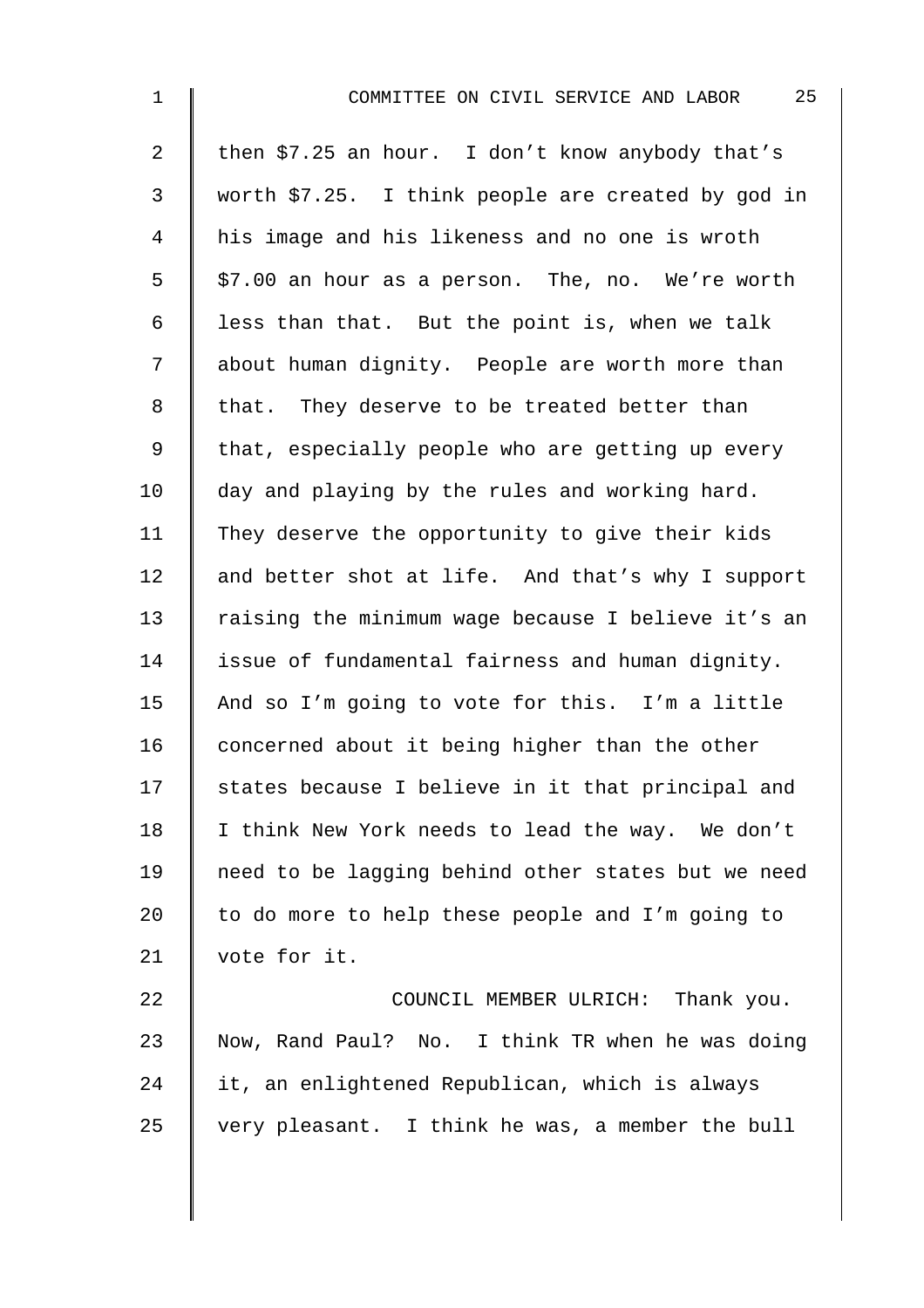then $7.25 an hour. I don't know anybody that's worth $7.25. I think people are created by god in his image and his likeness and no one is wroth $7.00 an hour as a person. The, no. We're worth less than that. But the point is, when we talk about human dignity. People are worth more than that. They deserve to be treated better than that, especially people who are getting up every day and playing by the rules and working hard. They deserve the opportunity to give their kids and better shot at life. And that's why I support raising the minimum wage because I believe it's an issue of fundamental fairness and human dignity. And so I'm going to vote for this. I'm a little concerned about it being higher than the other states because I believe in it that principal and I think New York needs to lead the way. We don't need to be lagging behind other states but we need to do more to help these people and I'm going to vote for it.

COUNCIL MEMBER ULRICH: Thank you. Now, Rand Paul? No. I think TR when he was doing it, an enlightened Republican, which is always very pleasant. I think he was, a member the bull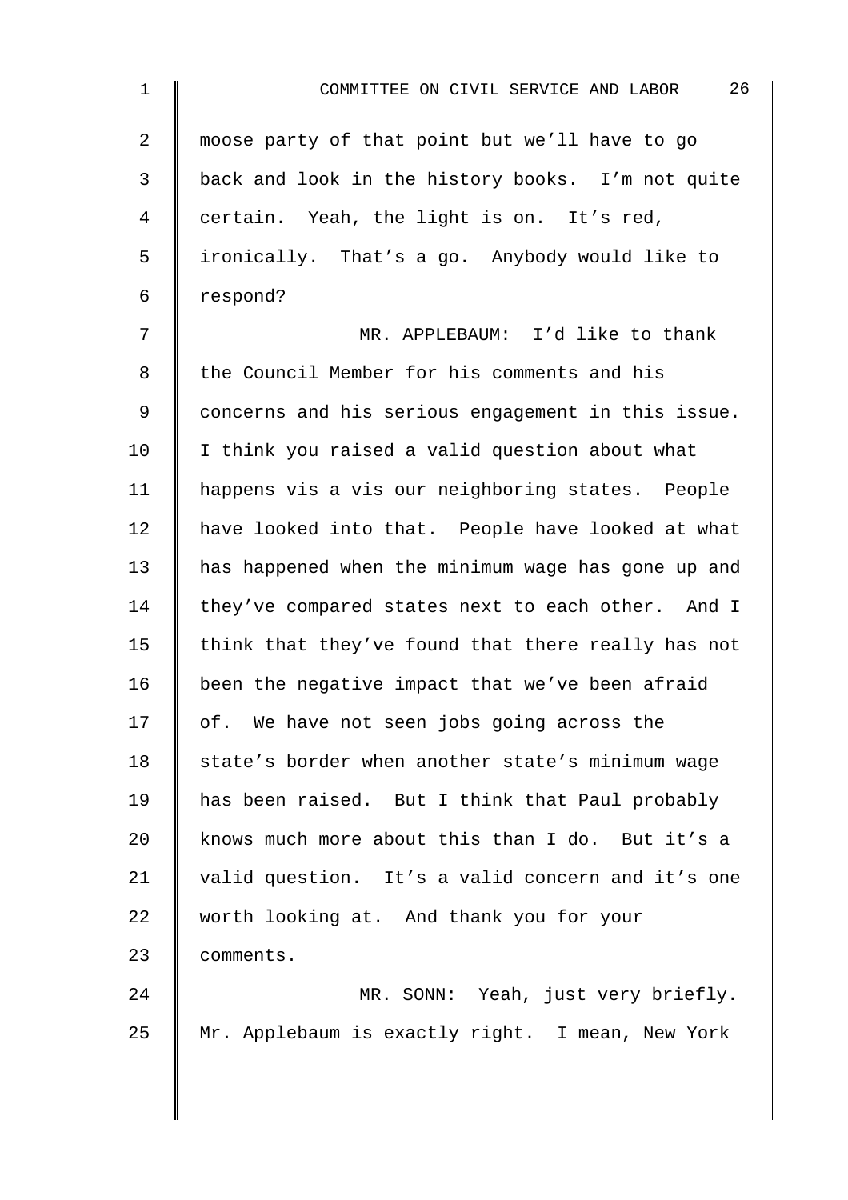moose party of that point but we'll have to go back and look in the history books. I'm not quite certain. Yeah, the light is on. It's red, ironically. That's a go. Anybody would like to respond?

MR. APPLEBAUM: I'd like to thank the Council Member for his comments and his concerns and his serious engagement in this issue. I think you raised a valid question about what happens vis a vis our neighboring states. People have looked into that. People have looked at what has happened when the minimum wage has gone up and they've compared states next to each other. And I think that they've found that there really has not been the negative impact that we've been afraid of. We have not seen jobs going across the state's border when another state's minimum wage has been raised. But I think that Paul probably knows much more about this than I do. But it's a valid question. It's a valid concern and it's one worth looking at. And thank you for your comments.

MR. SONN: Yeah, just very briefly. Mr. Applebaum is exactly right. I mean, New York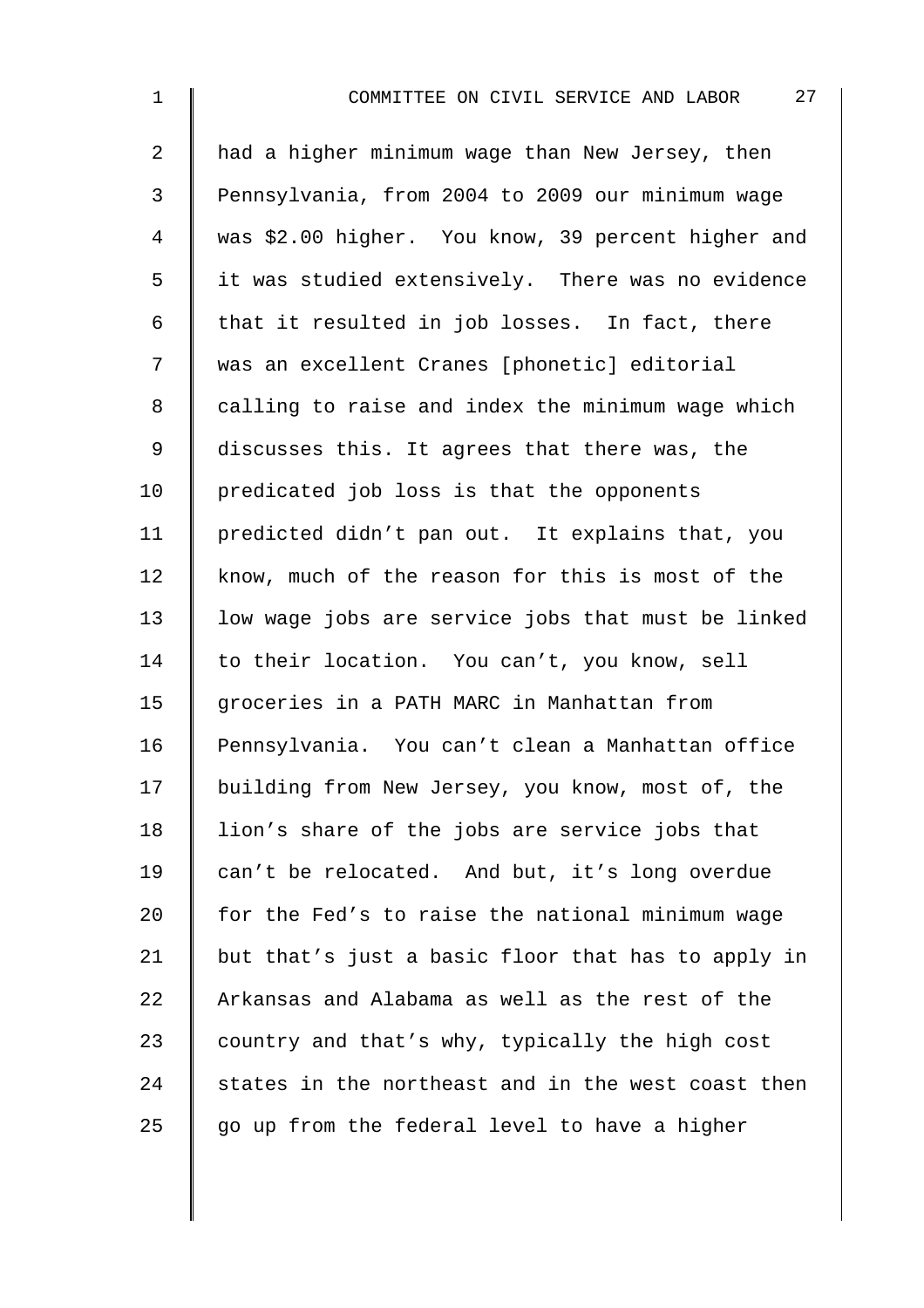had a higher minimum wage than New Jersey, then Pennsylvania, from 2004 to 2009 our minimum wage was $2.00 higher. You know, 39 percent higher and it was studied extensively. There was no evidence that it resulted in job losses. In fact, there was an excellent Cranes [phonetic] editorial calling to raise and index the minimum wage which discusses this. It agrees that there was, the predicated job loss is that the opponents predicted didn't pan out. It explains that, you know, much of the reason for this is most of the low wage jobs are service jobs that must be linked to their location. You can't, you know, sell groceries in a PATH MARC in Manhattan from Pennsylvania. You can't clean a Manhattan office building from New Jersey, you know, most of, the lion's share of the jobs are service jobs that can't be relocated. And but, it's long overdue for the Fed's to raise the national minimum wage but that's just a basic floor that has to apply in Arkansas and Alabama as well as the rest of the country and that's why, typically the high cost states in the northeast and in the west coast then go up from the federal level to have a higher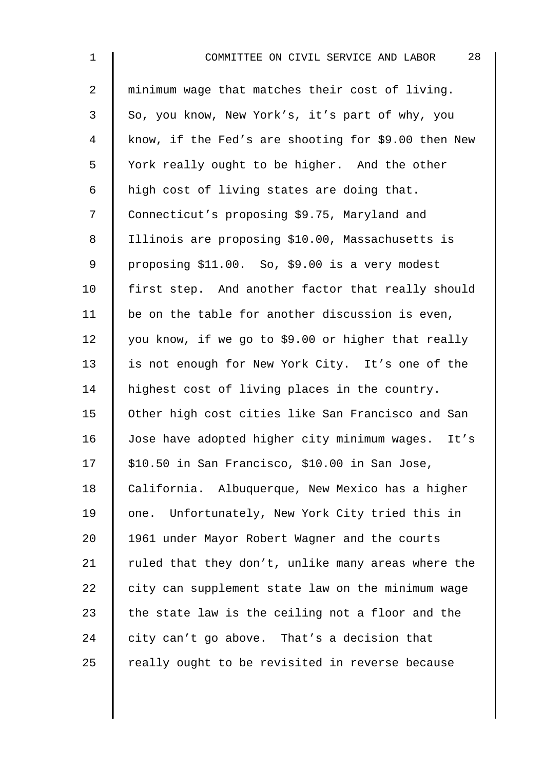minimum wage that matches their cost of living. So, you know, New York's, it's part of why, you know, if the Fed's are shooting for $9.00 then New York really ought to be higher. And the other high cost of living states are doing that. Connecticut's proposing $9.75, Maryland and Illinois are proposing $10.00, Massachusetts is proposing $11.00. So, $9.00 is a very modest first step. And another factor that really should be on the table for another discussion is even, you know, if we go to $9.00 or higher that really is not enough for New York City. It's one of the highest cost of living places in the country. Other high cost cities like San Francisco and San Jose have adopted higher city minimum wages. It's $10.50 in San Francisco, $10.00 in San Jose, California. Albuquerque, New Mexico has a higher one. Unfortunately, New York City tried this in 1961 under Mayor Robert Wagner and the courts ruled that they don't, unlike many areas where the city can supplement state law on the minimum wage the state law is the ceiling not a floor and the city can't go above. That's a decision that really ought to be revisited in reverse because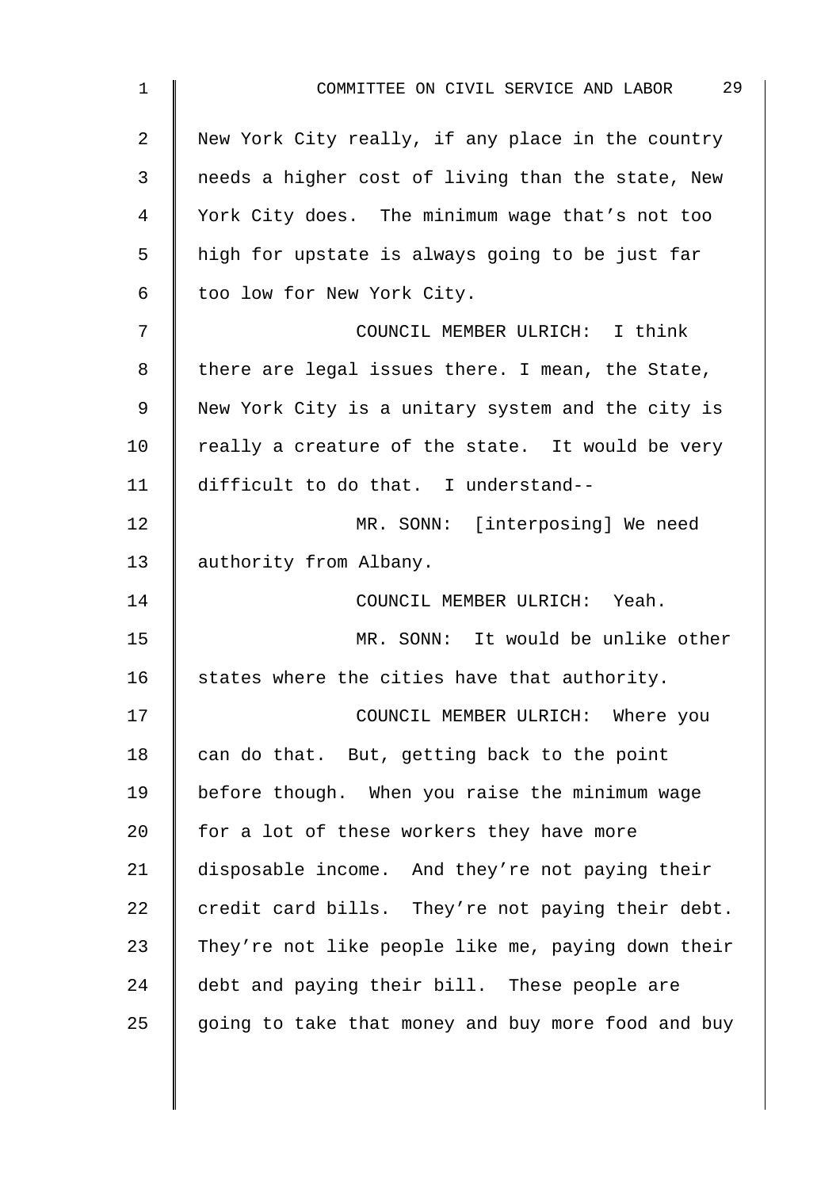New York City really, if any place in the country needs a higher cost of living than the state, New York City does. The minimum wage that's not too high for upstate is always going to be just far too low for New York City.

COUNCIL MEMBER ULRICH: I think there are legal issues there. I mean, the State, New York City is a unitary system and the city is really a creature of the state. It would be very difficult to do that. I understand--

MR. SONN: [interposing] We need authority from Albany.

COUNCIL MEMBER ULRICH: Yeah.

MR. SONN: It would be unlike other states where the cities have that authority.

COUNCIL MEMBER ULRICH: Where you can do that. But, getting back to the point before though. When you raise the minimum wage for a lot of these workers they have more disposable income. And they're not paying their credit card bills. They're not paying their debt. They're not like people like me, paying down their debt and paying their bill. These people are going to take that money and buy more food and buy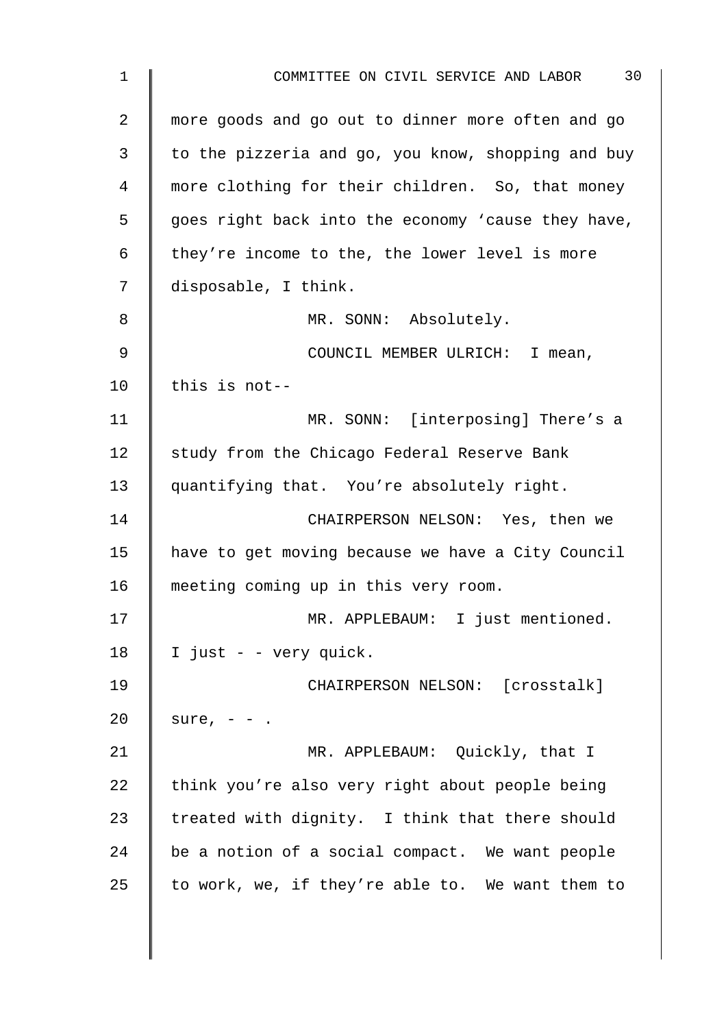more goods and go out to dinner more often and go to the pizzeria and go, you know, shopping and buy more clothing for their children. So, that money goes right back into the economy 'cause they have, they're income to the, the lower level is more disposable, I think.

MR. SONN: Absolutely.

COUNCIL MEMBER ULRICH: I mean, this is not--

MR. SONN: [interposing] There's a study from the Chicago Federal Reserve Bank quantifying that. You're absolutely right.

CHAIRPERSON NELSON: Yes, then we have to get moving because we have a City Council meeting coming up in this very room.

MR. APPLEBAUM: I just mentioned. I just - - very quick.

CHAIRPERSON NELSON: [crosstalk] sure, - - .

MR. APPLEBAUM: Quickly, that I think you're also very right about people being treated with dignity. I think that there should be a notion of a social compact. We want people to work, we, if they're able to. We want them to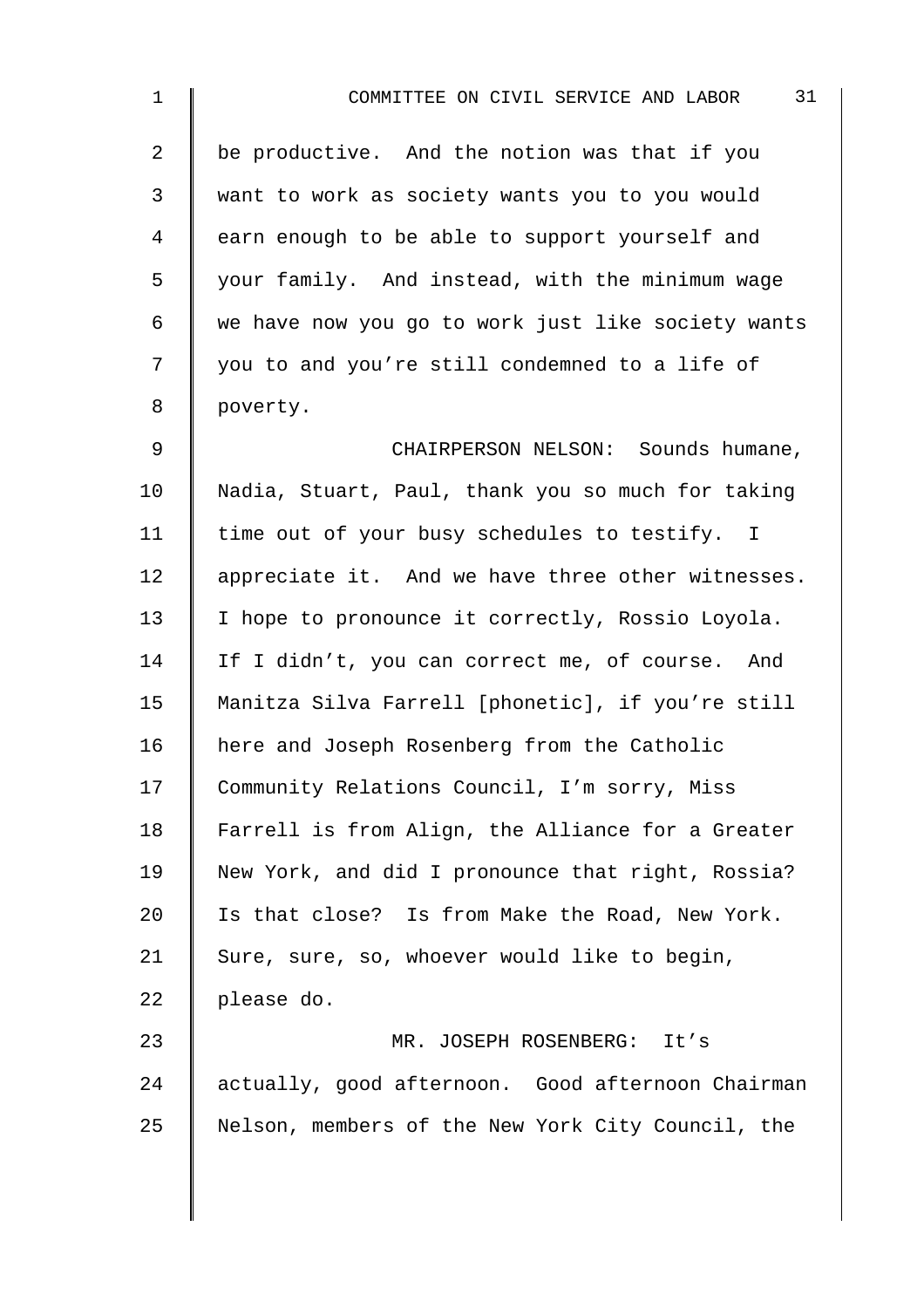be productive. And the notion was that if you want to work as society wants you to you would earn enough to be able to support yourself and your family. And instead, with the minimum wage we have now you go to work just like society wants you to and you're still condemned to a life of poverty.

CHAIRPERSON NELSON: Sounds humane, Nadia, Stuart, Paul, thank you so much for taking time out of your busy schedules to testify. I appreciate it. And we have three other witnesses. I hope to pronounce it correctly, Rossio Loyola. If I didn't, you can correct me, of course. And Manitza Silva Farrell [phonetic], if you're still here and Joseph Rosenberg from the Catholic Community Relations Council, I'm sorry, Miss Farrell is from Align, the Alliance for a Greater New York, and did I pronounce that right, Rossia? Is that close? Is from Make the Road, New York. Sure, sure, so, whoever would like to begin, please do.

MR. JOSEPH ROSENBERG: It's actually, good afternoon. Good afternoon Chairman Nelson, members of the New York City Council, the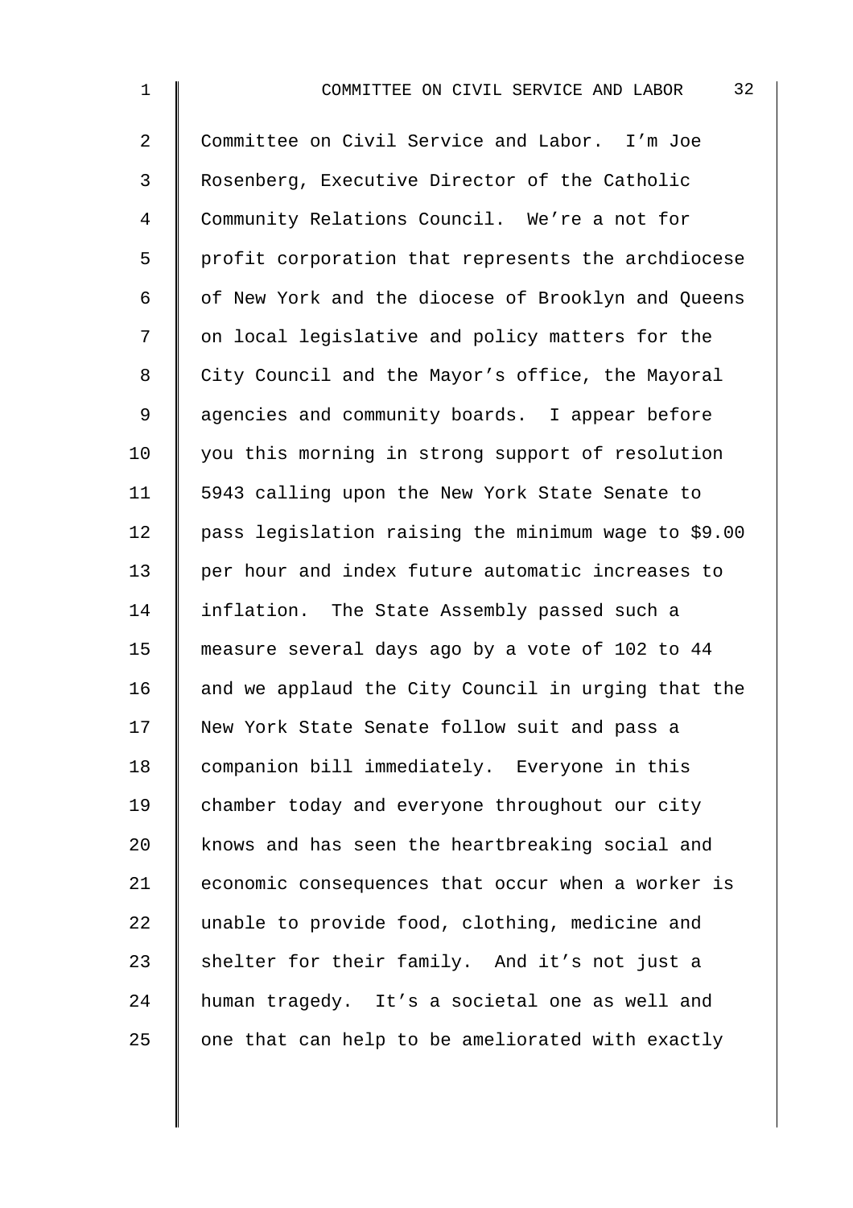Committee on Civil Service and Labor. I'm Joe Rosenberg, Executive Director of the Catholic Community Relations Council. We're a not for profit corporation that represents the archdiocese of New York and the diocese of Brooklyn and Queens on local legislative and policy matters for the City Council and the Mayor's office, the Mayoral agencies and community boards. I appear before you this morning in strong support of resolution 5943 calling upon the New York State Senate to pass legislation raising the minimum wage to $9.00 per hour and index future automatic increases to inflation. The State Assembly passed such a measure several days ago by a vote of 102 to 44 and we applaud the City Council in urging that the New York State Senate follow suit and pass a companion bill immediately. Everyone in this chamber today and everyone throughout our city knows and has seen the heartbreaking social and economic consequences that occur when a worker is unable to provide food, clothing, medicine and shelter for their family. And it's not just a human tragedy. It's a societal one as well and one that can help to be ameliorated with exactly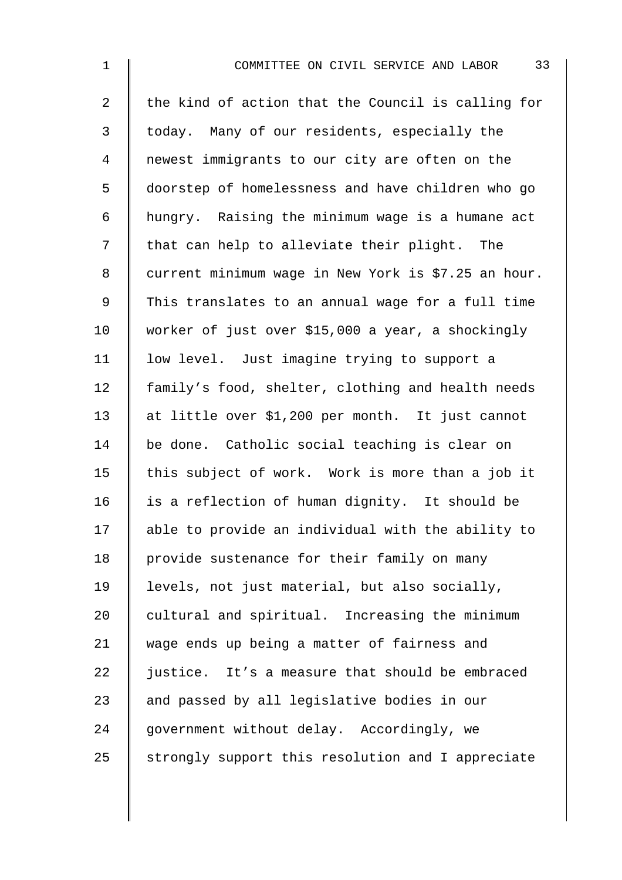the kind of action that the Council is calling for today. Many of our residents, especially the newest immigrants to our city are often on the doorstep of homelessness and have children who go hungry. Raising the minimum wage is a humane act that can help to alleviate their plight. The current minimum wage in New York is $7.25 an hour. This translates to an annual wage for a full time worker of just over $15,000 a year, a shockingly low level. Just imagine trying to support a family's food, shelter, clothing and health needs at little over $1,200 per month. It just cannot be done. Catholic social teaching is clear on this subject of work. Work is more than a job it is a reflection of human dignity. It should be able to provide an individual with the ability to provide sustenance for their family on many levels, not just material, but also socially, cultural and spiritual. Increasing the minimum wage ends up being a matter of fairness and justice. It's a measure that should be embraced and passed by all legislative bodies in our government without delay. Accordingly, we strongly support this resolution and I appreciate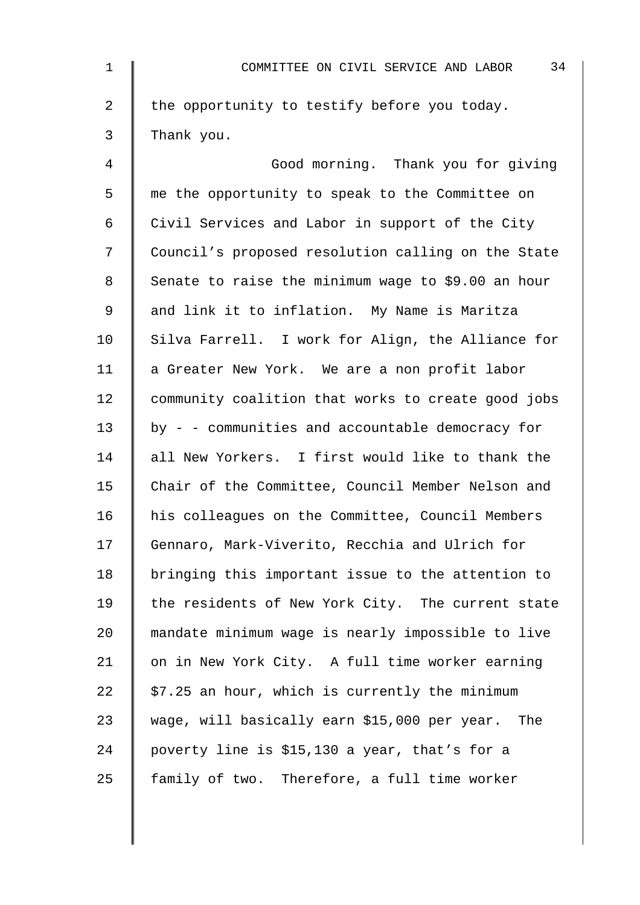the opportunity to testify before you today. Thank you.

Good morning. Thank you for giving me the opportunity to speak to the Committee on Civil Services and Labor in support of the City Council's proposed resolution calling on the State Senate to raise the minimum wage to $9.00 an hour and link it to inflation. My Name is Maritza Silva Farrell. I work for Align, the Alliance for a Greater New York. We are a non profit labor community coalition that works to create good jobs by - - communities and accountable democracy for all New Yorkers. I first would like to thank the Chair of the Committee, Council Member Nelson and his colleagues on the Committee, Council Members Gennaro, Mark-Viverito, Recchia and Ulrich for bringing this important issue to the attention to the residents of New York City. The current state mandate minimum wage is nearly impossible to live on in New York City. A full time worker earning $7.25 an hour, which is currently the minimum wage, will basically earn $15,000 per year. The poverty line is $15,130 a year, that's for a family of two. Therefore, a full time worker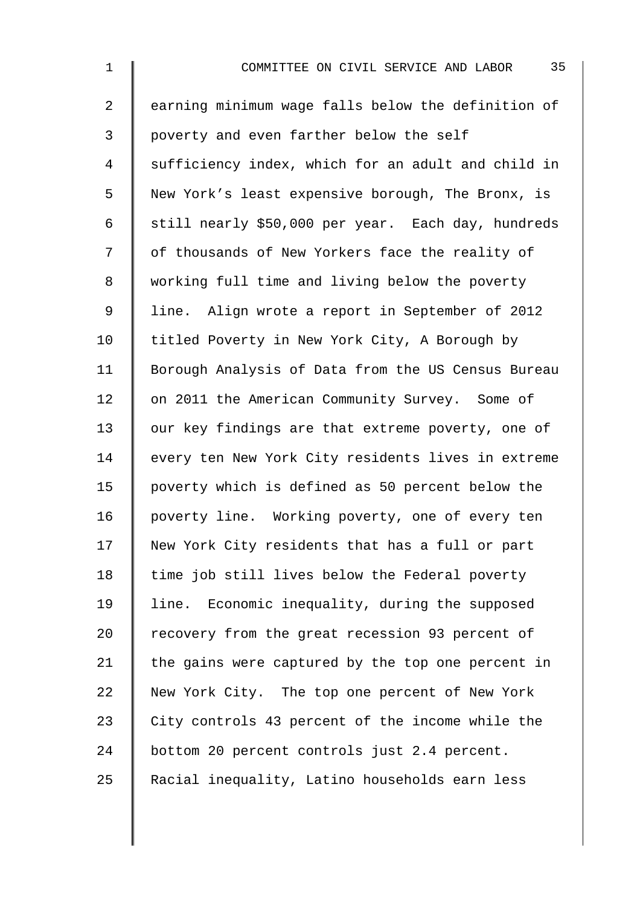earning minimum wage falls below the definition of poverty and even farther below the self sufficiency index, which for an adult and child in New York's least expensive borough, The Bronx, is still nearly $50,000 per year. Each day, hundreds of thousands of New Yorkers face the reality of working full time and living below the poverty line. Align wrote a report in September of 2012 titled Poverty in New York City, A Borough by Borough Analysis of Data from the US Census Bureau on 2011 the American Community Survey. Some of our key findings are that extreme poverty, one of every ten New York City residents lives in extreme poverty which is defined as 50 percent below the poverty line. Working poverty, one of every ten New York City residents that has a full or part time job still lives below the Federal poverty line. Economic inequality, during the supposed recovery from the great recession 93 percent of the gains were captured by the top one percent in New York City. The top one percent of New York City controls 43 percent of the income while the bottom 20 percent controls just 2.4 percent. Racial inequality, Latino households earn less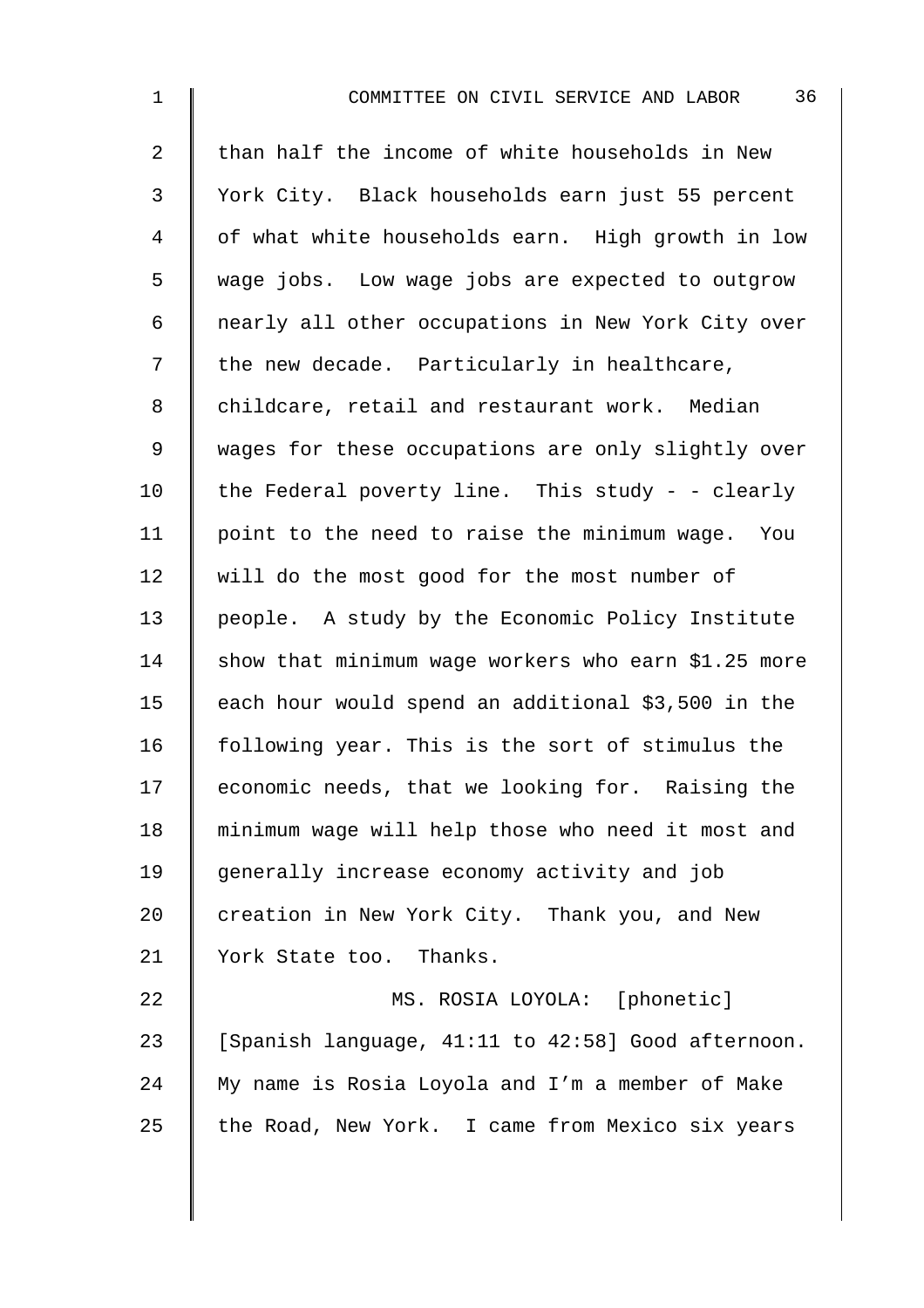than half the income of white households in New York City. Black households earn just 55 percent of what white households earn. High growth in low wage jobs. Low wage jobs are expected to outgrow nearly all other occupations in New York City over the new decade. Particularly in healthcare, childcare, retail and restaurant work. Median wages for these occupations are only slightly over the Federal poverty line. This study - - clearly point to the need to raise the minimum wage. You will do the most good for the most number of people. A study by the Economic Policy Institute show that minimum wage workers who earn $1.25 more each hour would spend an additional $3,500 in the following year. This is the sort of stimulus the economic needs, that we looking for. Raising the minimum wage will help those who need it most and generally increase economy activity and job creation in New York City. Thank you, and New York State too. Thanks.

MS. ROSIA LOYOLA: [phonetic] [Spanish language, 41:11 to 42:58] Good afternoon. My name is Rosia Loyola and I'm a member of Make the Road, New York. I came from Mexico six years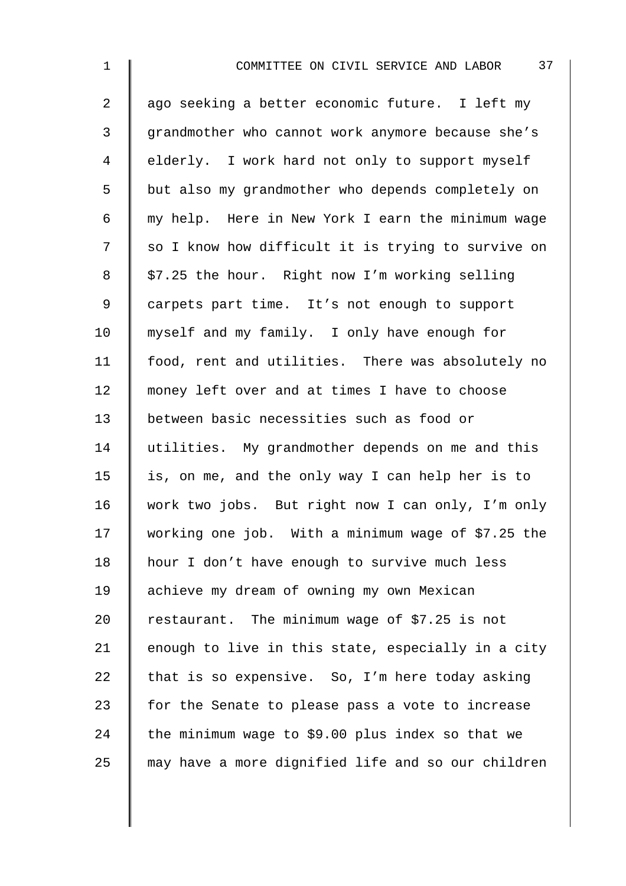ago seeking a better economic future. I left my grandmother who cannot work anymore because she's elderly. I work hard not only to support myself but also my grandmother who depends completely on my help. Here in New York I earn the minimum wage so I know how difficult it is trying to survive on $7.25 the hour. Right now I'm working selling carpets part time. It's not enough to support myself and my family. I only have enough for food, rent and utilities. There was absolutely no money left over and at times I have to choose between basic necessities such as food or utilities. My grandmother depends on me and this is, on me, and the only way I can help her is to work two jobs. But right now I can only, I'm only working one job. With a minimum wage of $7.25 the hour I don't have enough to survive much less achieve my dream of owning my own Mexican restaurant. The minimum wage of $7.25 is not enough to live in this state, especially in a city that is so expensive. So, I'm here today asking for the Senate to please pass a vote to increase the minimum wage to $9.00 plus index so that we may have a more dignified life and so our children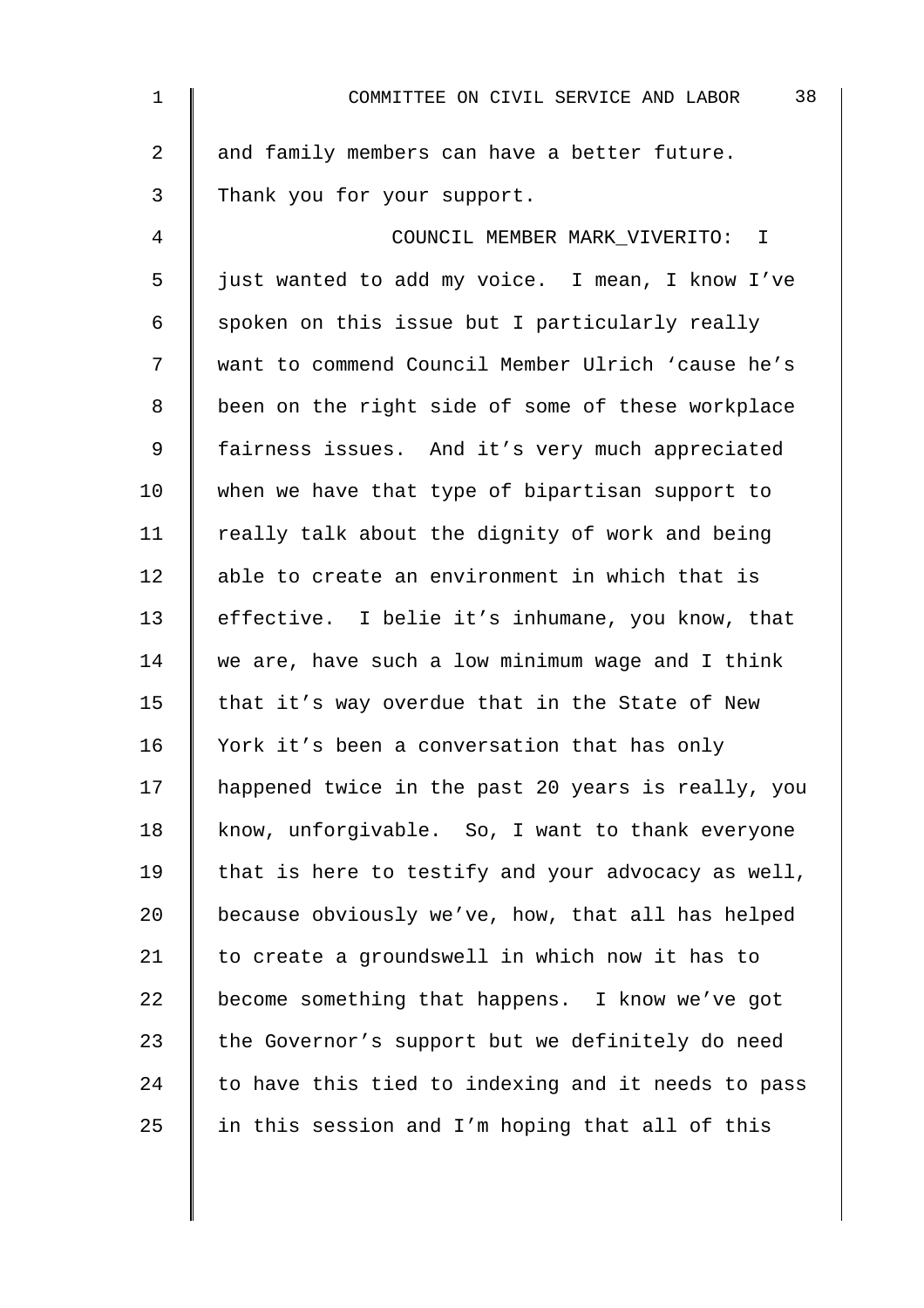and family members can have a better future. Thank you for your support.

COUNCIL MEMBER MARK_VIVERITO: I just wanted to add my voice. I mean, I know I've spoken on this issue but I particularly really want to commend Council Member Ulrich 'cause he's been on the right side of some of these workplace fairness issues. And it's very much appreciated when we have that type of bipartisan support to really talk about the dignity of work and being able to create an environment in which that is effective. I belie it's inhumane, you know, that we are, have such a low minimum wage and I think that it's way overdue that in the State of New York it's been a conversation that has only happened twice in the past 20 years is really, you know, unforgivable. So, I want to thank everyone that is here to testify and your advocacy as well, because obviously we've, how, that all has helped to create a groundswell in which now it has to become something that happens. I know we've got the Governor's support but we definitely do need to have this tied to indexing and it needs to pass in this session and I'm hoping that all of this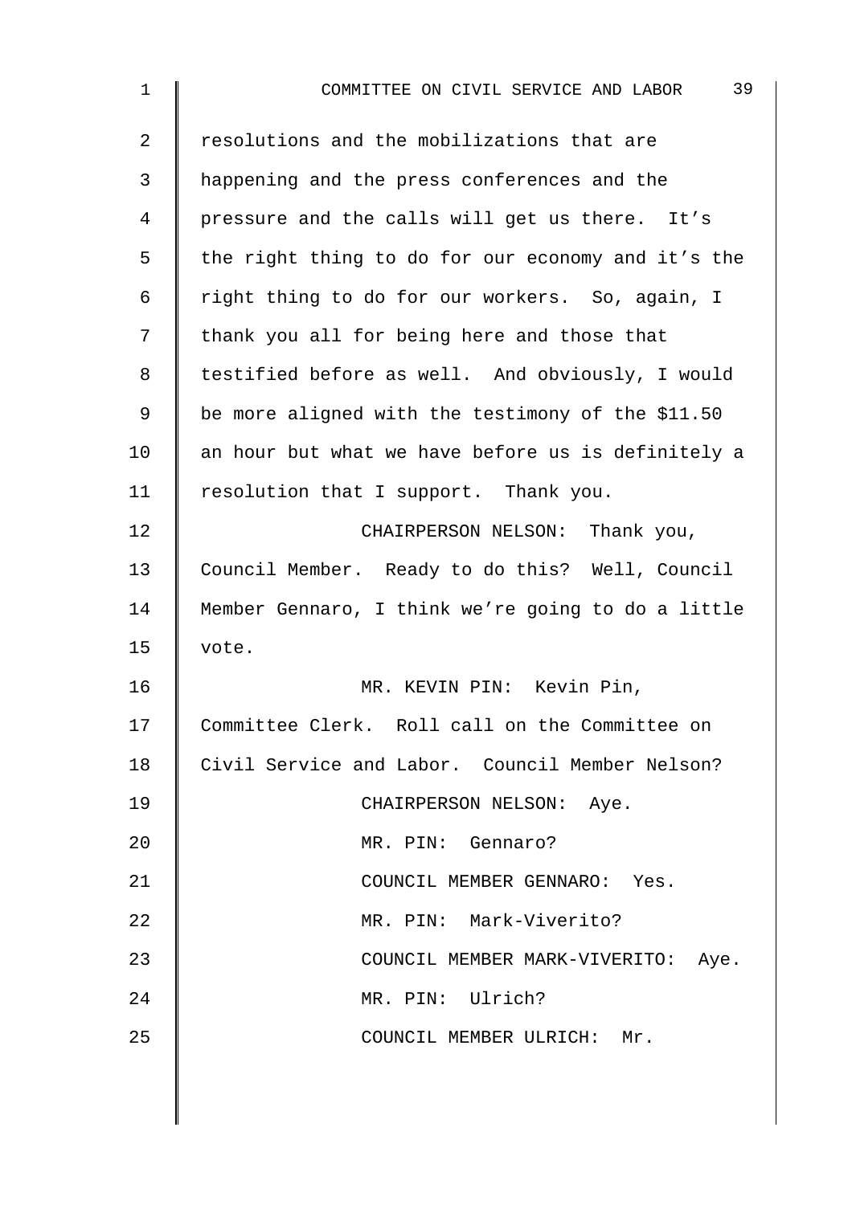resolutions and the mobilizations that are happening and the press conferences and the pressure and the calls will get us there. It's the right thing to do for our economy and it's the right thing to do for our workers. So, again, I thank you all for being here and those that testified before as well. And obviously, I would be more aligned with the testimony of the $11.50 an hour but what we have before us is definitely a resolution that I support. Thank you.

CHAIRPERSON NELSON: Thank you, Council Member. Ready to do this? Well, Council Member Gennaro, I think we're going to do a little vote.

MR. KEVIN PIN: Kevin Pin, Committee Clerk. Roll call on the Committee on Civil Service and Labor. Council Member Nelson?

CHAIRPERSON NELSON: Aye.

MR. PIN: Gennaro?

COUNCIL MEMBER GENNARO: Yes.

MR. PIN: Mark-Viverito?

COUNCIL MEMBER MARK-VIVERITO: Aye.

MR. PIN: Ulrich?

COUNCIL MEMBER ULRICH: Mr.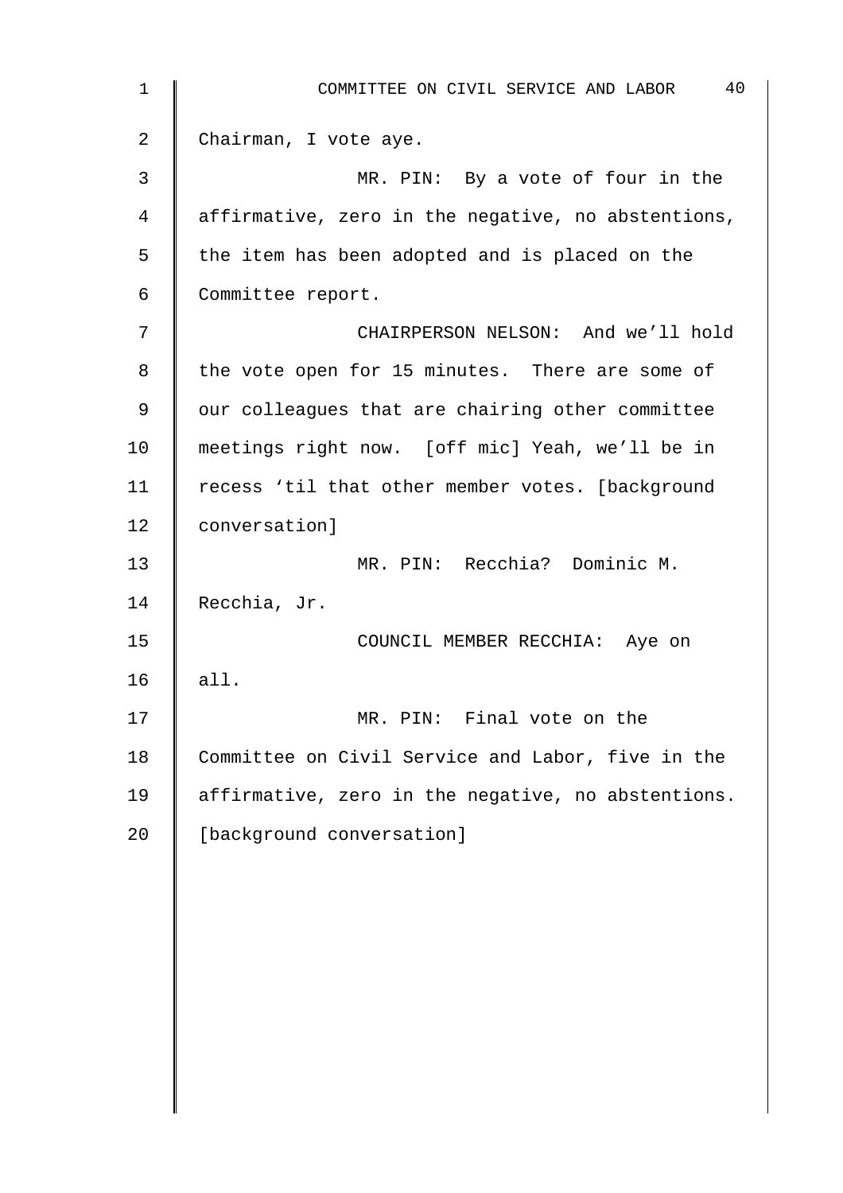Chairman, I vote aye.

MR. PIN: By a vote of four in the affirmative, zero in the negative, no abstentions, the item has been adopted and is placed on the Committee report.

CHAIRPERSON NELSON: And we'll hold the vote open for 15 minutes. There are some of our colleagues that are chairing other committee meetings right now. [off mic] Yeah, we'll be in recess 'til that other member votes. [background conversation]

MR. PIN: Recchia? Dominic M. Recchia, Jr.

COUNCIL MEMBER RECCHIA: Aye on all.

MR. PIN: Final vote on the Committee on Civil Service and Labor, five in the affirmative, zero in the negative, no abstentions. [background conversation]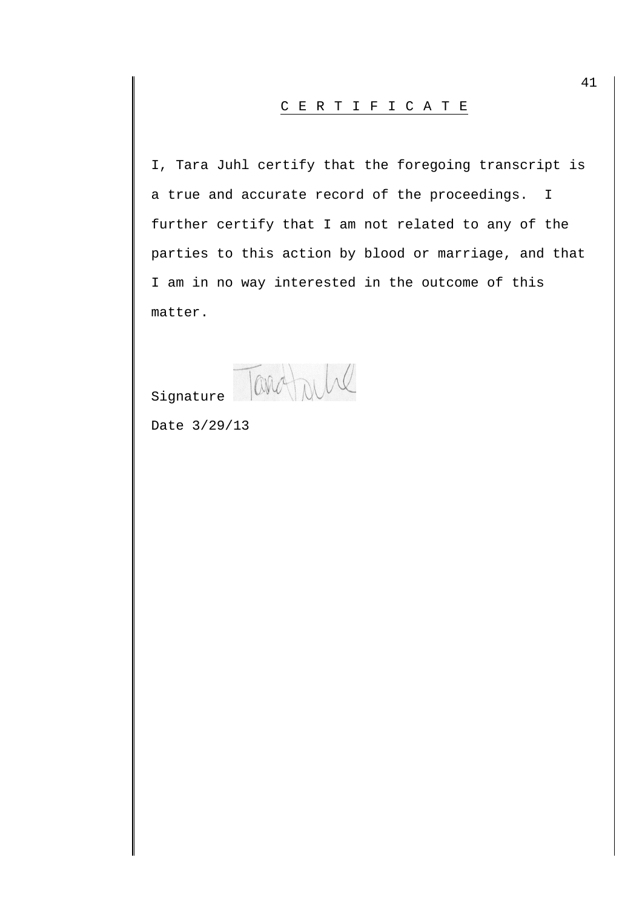# C E R T I F I C A T E

I, Tara Juhl certify that the foregoing transcript is a true and accurate record of the proceedings. I further certify that I am not related to any of the parties to this action by blood or marriage, and that I am in no way interested in the outcome of this matter.

Signature

Date 3/29/13